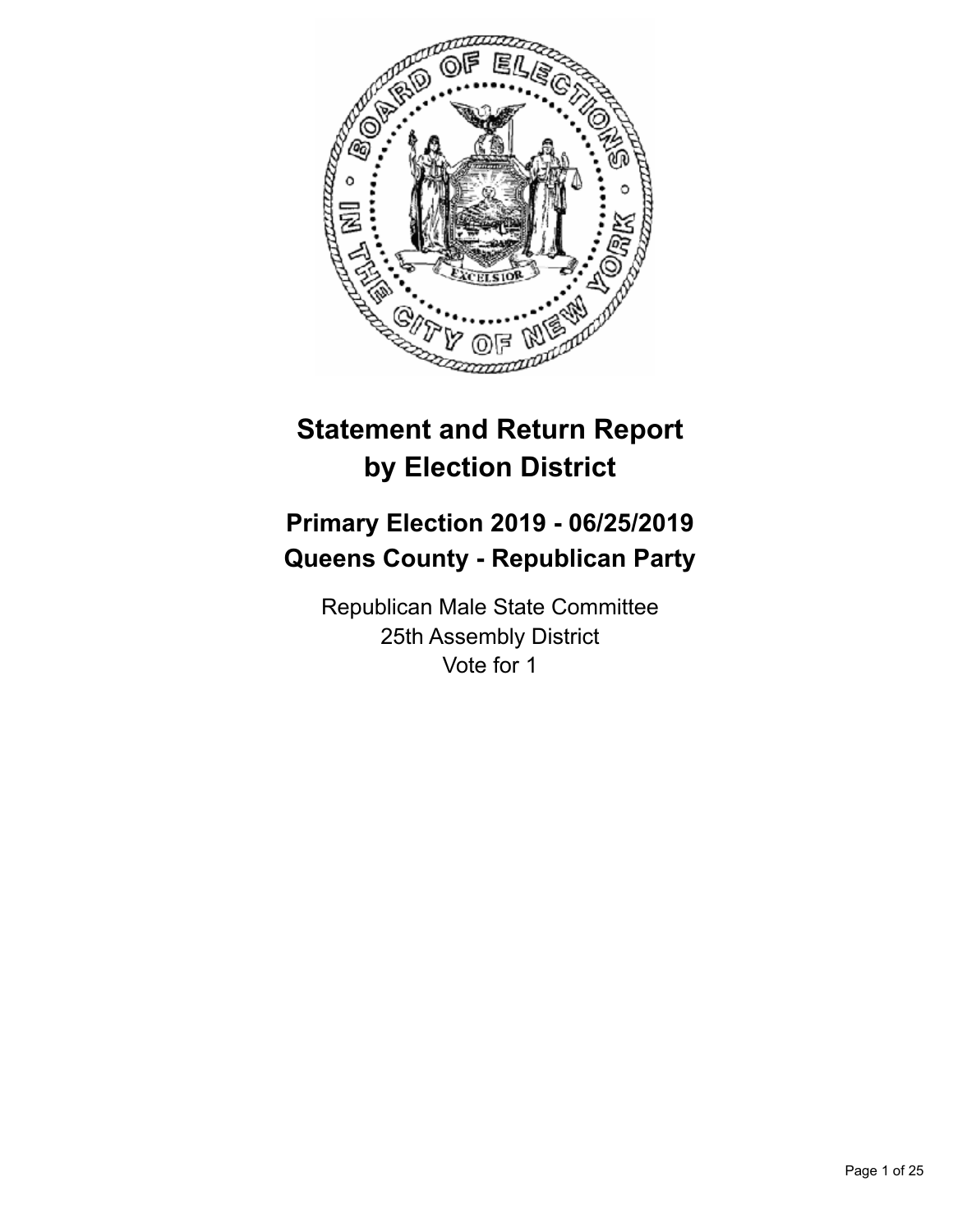# Statement and Return Report by Election District

## Primary Election 2019 - 06/25/2019
## Queens County - Republican Party

Republican Male State Committee
25th Assembly District
Vote for 1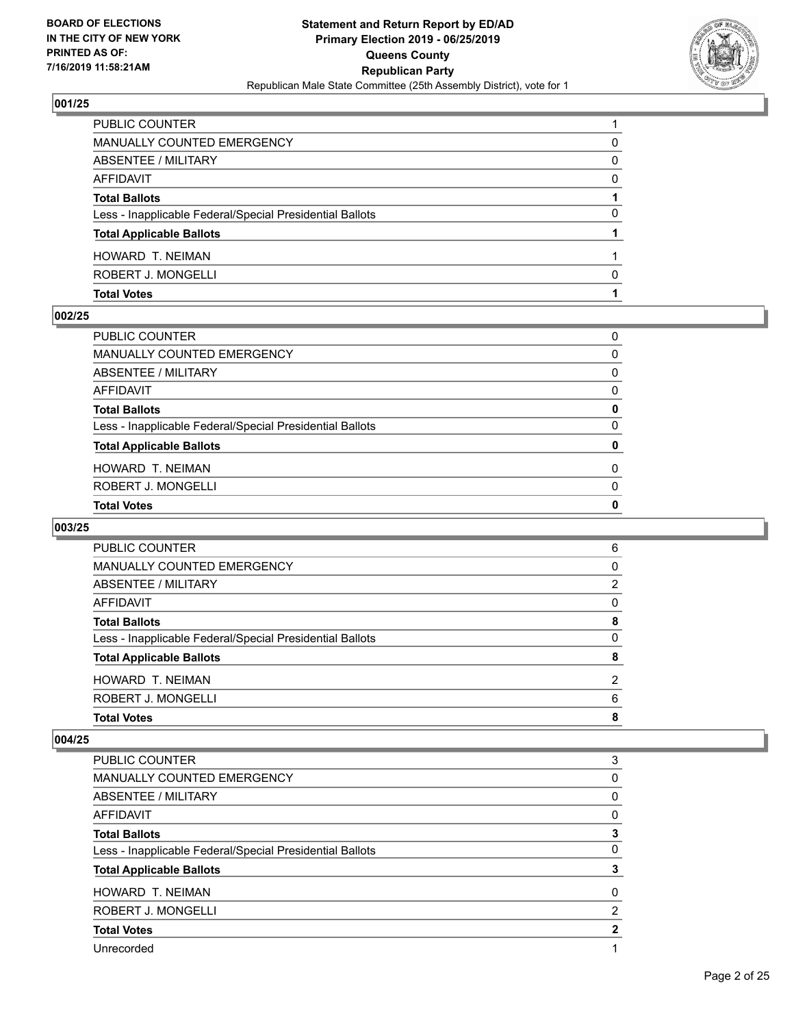**BOARD OF ELECTIONS IN THE CITY OF NEW YORK PRINTED AS OF: 7/16/2019 11:58:21AM**

**Statement and Return Report by ED/AD**
**Primary Election 2019 - 06/25/2019**
**Queens County**
**Republican Party**
Republican Male State Committee (25th Assembly District), vote for 1

### 001/25

| | |
|---|---|
| PUBLIC COUNTER | 1 |
| MANUALLY COUNTED EMERGENCY | 0 |
| ABSENTEE / MILITARY | 0 |
| AFFIDAVIT | 0 |
| **Total Ballots** | **1** |
| Less - Inapplicable Federal/Special Presidential Ballots | 0 |
| **Total Applicable Ballots** | **1** |
| HOWARD T. NEIMAN | 1 |
| ROBERT J. MONGELLI | 0 |
| **Total Votes** | **1** |

### 002/25

| | |
|---|---|
| PUBLIC COUNTER | 0 |
| MANUALLY COUNTED EMERGENCY | 0 |
| ABSENTEE / MILITARY | 0 |
| AFFIDAVIT | 0 |
| **Total Ballots** | **0** |
| Less - Inapplicable Federal/Special Presidential Ballots | 0 |
| **Total Applicable Ballots** | **0** |
| HOWARD T. NEIMAN | 0 |
| ROBERT J. MONGELLI | 0 |
| **Total Votes** | **0** |

### 003/25

| | |
|---|---|
| PUBLIC COUNTER | 6 |
| MANUALLY COUNTED EMERGENCY | 0 |
| ABSENTEE / MILITARY | 2 |
| AFFIDAVIT | 0 |
| **Total Ballots** | **8** |
| Less - Inapplicable Federal/Special Presidential Ballots | 0 |
| **Total Applicable Ballots** | **8** |
| HOWARD T. NEIMAN | 2 |
| ROBERT J. MONGELLI | 6 |
| **Total Votes** | **8** |

### 004/25

| | |
|---|---|
| PUBLIC COUNTER | 3 |
| MANUALLY COUNTED EMERGENCY | 0 |
| ABSENTEE / MILITARY | 0 |
| AFFIDAVIT | 0 |
| **Total Ballots** | **3** |
| Less - Inapplicable Federal/Special Presidential Ballots | 0 |
| **Total Applicable Ballots** | **3** |
| HOWARD T. NEIMAN | 0 |
| ROBERT J. MONGELLI | 2 |
| **Total Votes** | **2** |
| Unrecorded | 1 |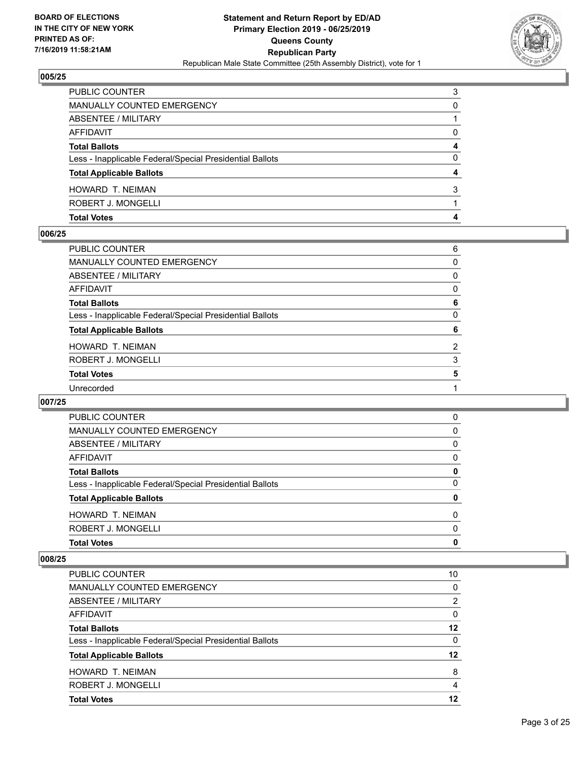## 005/25

| | |
|---|---|
| PUBLIC COUNTER | 3 |
| MANUALLY COUNTED EMERGENCY | 0 |
| ABSENTEE / MILITARY | 1 |
| AFFIDAVIT | 0 |
| **Total Ballots** | **4** |
| Less - Inapplicable Federal/Special Presidential Ballots | 0 |
| **Total Applicable Ballots** | **4** |
| HOWARD T. NEIMAN | 3 |
| ROBERT J. MONGELLI | 1 |
| **Total Votes** | **4** |

## 006/25

| | |
|---|---|
| PUBLIC COUNTER | 6 |
| MANUALLY COUNTED EMERGENCY | 0 |
| ABSENTEE / MILITARY | 0 |
| AFFIDAVIT | 0 |
| **Total Ballots** | **6** |
| Less - Inapplicable Federal/Special Presidential Ballots | 0 |
| **Total Applicable Ballots** | **6** |
| HOWARD T. NEIMAN | 2 |
| ROBERT J. MONGELLI | 3 |
| **Total Votes** | **5** |
| Unrecorded | 1 |

## 007/25

| | |
|---|---|
| PUBLIC COUNTER | 0 |
| MANUALLY COUNTED EMERGENCY | 0 |
| ABSENTEE / MILITARY | 0 |
| AFFIDAVIT | 0 |
| **Total Ballots** | **0** |
| Less - Inapplicable Federal/Special Presidential Ballots | 0 |
| **Total Applicable Ballots** | **0** |
| HOWARD T. NEIMAN | 0 |
| ROBERT J. MONGELLI | 0 |
| **Total Votes** | **0** |

## 008/25

| | |
|---|---|
| PUBLIC COUNTER | 10 |
| MANUALLY COUNTED EMERGENCY | 0 |
| ABSENTEE / MILITARY | 2 |
| AFFIDAVIT | 0 |
| **Total Ballots** | **12** |
| Less - Inapplicable Federal/Special Presidential Ballots | 0 |
| **Total Applicable Ballots** | **12** |
| HOWARD T. NEIMAN | 8 |
| ROBERT J. MONGELLI | 4 |
| **Total Votes** | **12** |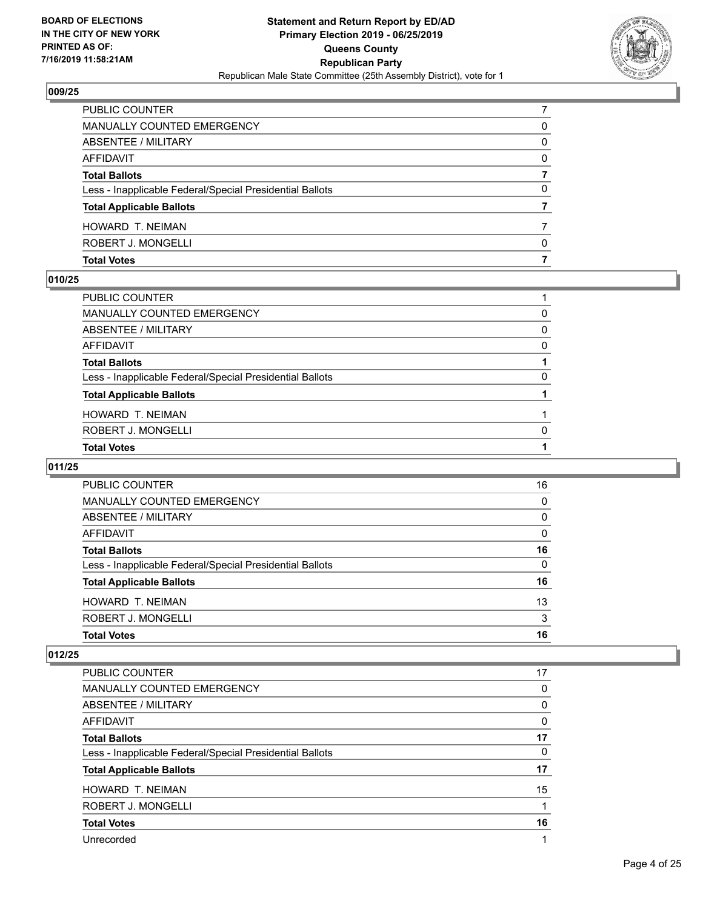### 009/25

| | |
|---|---|
| PUBLIC COUNTER | 7 |
| MANUALLY COUNTED EMERGENCY | 0 |
| ABSENTEE / MILITARY | 0 |
| AFFIDAVIT | 0 |
| **Total Ballots** | **7** |
| Less - Inapplicable Federal/Special Presidential Ballots | 0 |
| **Total Applicable Ballots** | **7** |
| HOWARD T. NEIMAN | 7 |
| ROBERT J. MONGELLI | 0 |
| **Total Votes** | **7** |

### 010/25

| | |
|---|---|
| PUBLIC COUNTER | 1 |
| MANUALLY COUNTED EMERGENCY | 0 |
| ABSENTEE / MILITARY | 0 |
| AFFIDAVIT | 0 |
| **Total Ballots** | **1** |
| Less - Inapplicable Federal/Special Presidential Ballots | 0 |
| **Total Applicable Ballots** | **1** |
| HOWARD T. NEIMAN | 1 |
| ROBERT J. MONGELLI | 0 |
| **Total Votes** | **1** |

### 011/25

| | |
|---|---|
| PUBLIC COUNTER | 16 |
| MANUALLY COUNTED EMERGENCY | 0 |
| ABSENTEE / MILITARY | 0 |
| AFFIDAVIT | 0 |
| **Total Ballots** | **16** |
| Less - Inapplicable Federal/Special Presidential Ballots | 0 |
| **Total Applicable Ballots** | **16** |
| HOWARD T. NEIMAN | 13 |
| ROBERT J. MONGELLI | 3 |
| **Total Votes** | **16** |

### 012/25

| | |
|---|---|
| PUBLIC COUNTER | 17 |
| MANUALLY COUNTED EMERGENCY | 0 |
| ABSENTEE / MILITARY | 0 |
| AFFIDAVIT | 0 |
| **Total Ballots** | **17** |
| Less - Inapplicable Federal/Special Presidential Ballots | 0 |
| **Total Applicable Ballots** | **17** |
| HOWARD T. NEIMAN | 15 |
| ROBERT J. MONGELLI | 1 |
| **Total Votes** | **16** |
| Unrecorded | 1 |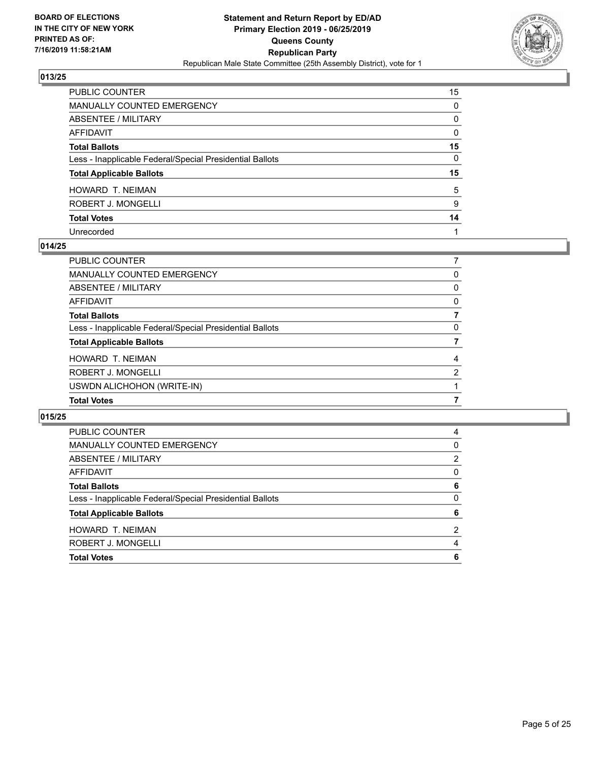**BOARD OF ELECTIONS IN THE CITY OF NEW YORK PRINTED AS OF: 7/16/2019 11:58:21AM**

**Statement and Return Report by ED/AD Primary Election 2019 - 06/25/2019 Queens County Republican Party**

Republican Male State Committee (25th Assembly District), vote for 1

## 013/25

| | |
|---|---|
| PUBLIC COUNTER | 15 |
| MANUALLY COUNTED EMERGENCY | 0 |
| ABSENTEE / MILITARY | 0 |
| AFFIDAVIT | 0 |
| **Total Ballots** | **15** |
| Less - Inapplicable Federal/Special Presidential Ballots | 0 |
| **Total Applicable Ballots** | **15** |
| HOWARD T. NEIMAN | 5 |
| ROBERT J. MONGELLI | 9 |
| **Total Votes** | **14** |
| Unrecorded | 1 |

## 014/25

| | |
|---|---|
| PUBLIC COUNTER | 7 |
| MANUALLY COUNTED EMERGENCY | 0 |
| ABSENTEE / MILITARY | 0 |
| AFFIDAVIT | 0 |
| **Total Ballots** | **7** |
| Less - Inapplicable Federal/Special Presidential Ballots | 0 |
| **Total Applicable Ballots** | **7** |
| HOWARD T. NEIMAN | 4 |
| ROBERT J. MONGELLI | 2 |
| USWDN ALICHOHON (WRITE-IN) | 1 |
| **Total Votes** | **7** |

## 015/25

| | |
|---|---|
| PUBLIC COUNTER | 4 |
| MANUALLY COUNTED EMERGENCY | 0 |
| ABSENTEE / MILITARY | 2 |
| AFFIDAVIT | 0 |
| **Total Ballots** | **6** |
| Less - Inapplicable Federal/Special Presidential Ballots | 0 |
| **Total Applicable Ballots** | **6** |
| HOWARD T. NEIMAN | 2 |
| ROBERT J. MONGELLI | 4 |
| **Total Votes** | **6** |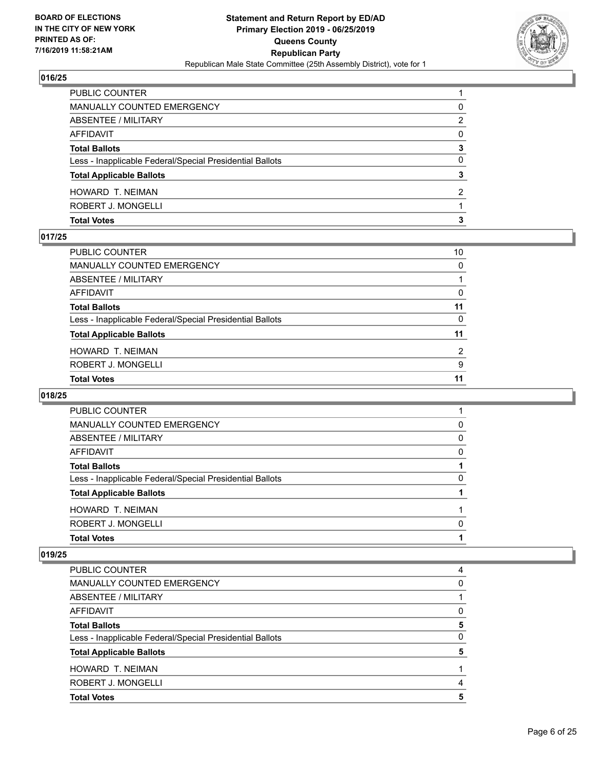## 016/25

| | |
|---|---|
| PUBLIC COUNTER | 1 |
| MANUALLY COUNTED EMERGENCY | 0 |
| ABSENTEE / MILITARY | 2 |
| AFFIDAVIT | 0 |
| **Total Ballots** | **3** |
| Less - Inapplicable Federal/Special Presidential Ballots | 0 |
| **Total Applicable Ballots** | **3** |
| HOWARD T. NEIMAN | 2 |
| ROBERT J. MONGELLI | 1 |
| **Total Votes** | **3** |

## 017/25

| | |
|---|---|
| PUBLIC COUNTER | 10 |
| MANUALLY COUNTED EMERGENCY | 0 |
| ABSENTEE / MILITARY | 1 |
| AFFIDAVIT | 0 |
| **Total Ballots** | **11** |
| Less - Inapplicable Federal/Special Presidential Ballots | 0 |
| **Total Applicable Ballots** | **11** |
| HOWARD T. NEIMAN | 2 |
| ROBERT J. MONGELLI | 9 |
| **Total Votes** | **11** |

## 018/25

| | |
|---|---|
| PUBLIC COUNTER | 1 |
| MANUALLY COUNTED EMERGENCY | 0 |
| ABSENTEE / MILITARY | 0 |
| AFFIDAVIT | 0 |
| **Total Ballots** | **1** |
| Less - Inapplicable Federal/Special Presidential Ballots | 0 |
| **Total Applicable Ballots** | **1** |
| HOWARD T. NEIMAN | 1 |
| ROBERT J. MONGELLI | 0 |
| **Total Votes** | **1** |

## 019/25

| | |
|---|---|
| PUBLIC COUNTER | 4 |
| MANUALLY COUNTED EMERGENCY | 0 |
| ABSENTEE / MILITARY | 1 |
| AFFIDAVIT | 0 |
| **Total Ballots** | **5** |
| Less - Inapplicable Federal/Special Presidential Ballots | 0 |
| **Total Applicable Ballots** | **5** |
| HOWARD T. NEIMAN | 1 |
| ROBERT J. MONGELLI | 4 |
| **Total Votes** | **5** |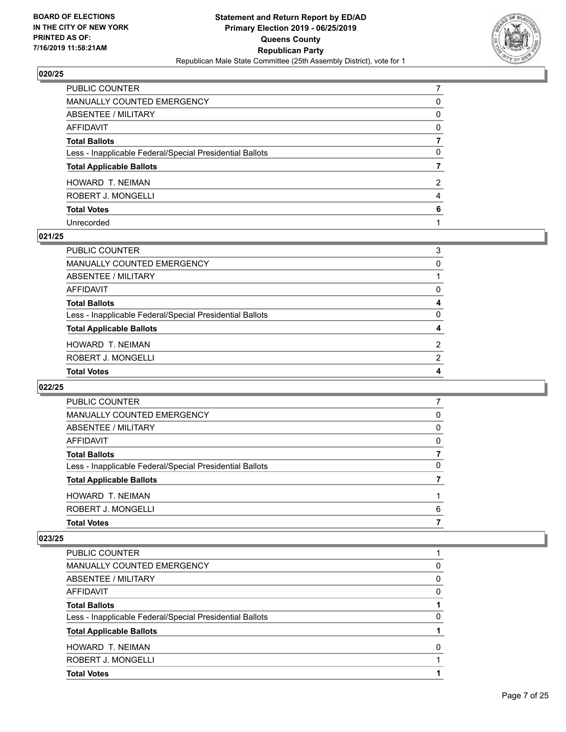**BOARD OF ELECTIONS IN THE CITY OF NEW YORK PRINTED AS OF: 7/16/2019 11:58:21AM**

**Statement and Return Report by ED/AD Primary Election 2019 - 06/25/2019 Queens County Republican Party**

Republican Male State Committee (25th Assembly District), vote for 1

### 020/25

| | |
|---|---|
| PUBLIC COUNTER | 7 |
| MANUALLY COUNTED EMERGENCY | 0 |
| ABSENTEE / MILITARY | 0 |
| AFFIDAVIT | 0 |
| **Total Ballots** | **7** |
| Less - Inapplicable Federal/Special Presidential Ballots | 0 |
| **Total Applicable Ballots** | **7** |
| HOWARD T. NEIMAN | 2 |
| ROBERT J. MONGELLI | 4 |
| **Total Votes** | **6** |
| Unrecorded | 1 |

### 021/25

| | |
|---|---|
| PUBLIC COUNTER | 3 |
| MANUALLY COUNTED EMERGENCY | 0 |
| ABSENTEE / MILITARY | 1 |
| AFFIDAVIT | 0 |
| **Total Ballots** | **4** |
| Less - Inapplicable Federal/Special Presidential Ballots | 0 |
| **Total Applicable Ballots** | **4** |
| HOWARD T. NEIMAN | 2 |
| ROBERT J. MONGELLI | 2 |
| **Total Votes** | **4** |

### 022/25

| | |
|---|---|
| PUBLIC COUNTER | 7 |
| MANUALLY COUNTED EMERGENCY | 0 |
| ABSENTEE / MILITARY | 0 |
| AFFIDAVIT | 0 |
| **Total Ballots** | **7** |
| Less - Inapplicable Federal/Special Presidential Ballots | 0 |
| **Total Applicable Ballots** | **7** |
| HOWARD T. NEIMAN | 1 |
| ROBERT J. MONGELLI | 6 |
| **Total Votes** | **7** |

### 023/25

| | |
|---|---|
| PUBLIC COUNTER | 1 |
| MANUALLY COUNTED EMERGENCY | 0 |
| ABSENTEE / MILITARY | 0 |
| AFFIDAVIT | 0 |
| **Total Ballots** | **1** |
| Less - Inapplicable Federal/Special Presidential Ballots | 0 |
| **Total Applicable Ballots** | **1** |
| HOWARD T. NEIMAN | 0 |
| ROBERT J. MONGELLI | 1 |
| **Total Votes** | **1** |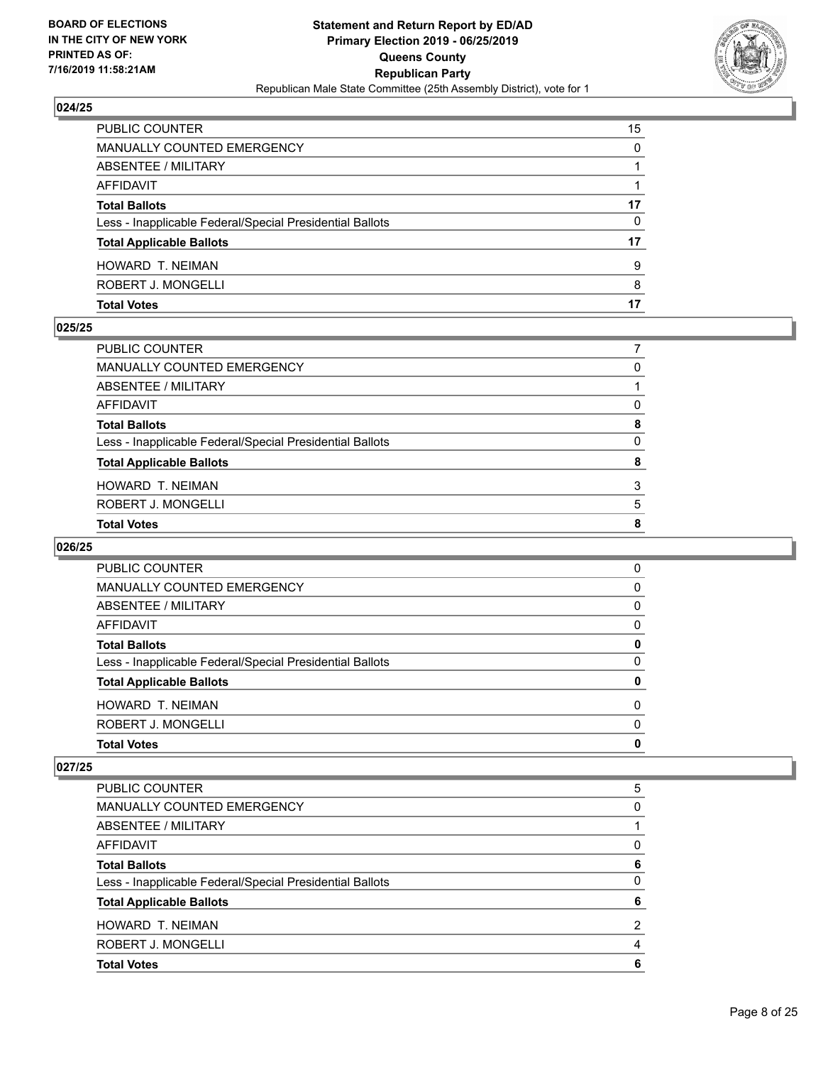## 024/25

| | |
|---|---|
| PUBLIC COUNTER | 15 |
| MANUALLY COUNTED EMERGENCY | 0 |
| ABSENTEE / MILITARY | 1 |
| AFFIDAVIT | 1 |
| **Total Ballots** | **17** |
| Less - Inapplicable Federal/Special Presidential Ballots | 0 |
| **Total Applicable Ballots** | **17** |
| HOWARD T. NEIMAN | 9 |
| ROBERT J. MONGELLI | 8 |
| **Total Votes** | **17** |

## 025/25

| | |
|---|---|
| PUBLIC COUNTER | 7 |
| MANUALLY COUNTED EMERGENCY | 0 |
| ABSENTEE / MILITARY | 1 |
| AFFIDAVIT | 0 |
| **Total Ballots** | **8** |
| Less - Inapplicable Federal/Special Presidential Ballots | 0 |
| **Total Applicable Ballots** | **8** |
| HOWARD T. NEIMAN | 3 |
| ROBERT J. MONGELLI | 5 |
| **Total Votes** | **8** |

## 026/25

| | |
|---|---|
| PUBLIC COUNTER | 0 |
| MANUALLY COUNTED EMERGENCY | 0 |
| ABSENTEE / MILITARY | 0 |
| AFFIDAVIT | 0 |
| **Total Ballots** | **0** |
| Less - Inapplicable Federal/Special Presidential Ballots | 0 |
| **Total Applicable Ballots** | **0** |
| HOWARD T. NEIMAN | 0 |
| ROBERT J. MONGELLI | 0 |
| **Total Votes** | **0** |

## 027/25

| | |
|---|---|
| PUBLIC COUNTER | 5 |
| MANUALLY COUNTED EMERGENCY | 0 |
| ABSENTEE / MILITARY | 1 |
| AFFIDAVIT | 0 |
| **Total Ballots** | **6** |
| Less - Inapplicable Federal/Special Presidential Ballots | 0 |
| **Total Applicable Ballots** | **6** |
| HOWARD T. NEIMAN | 2 |
| ROBERT J. MONGELLI | 4 |
| **Total Votes** | **6** |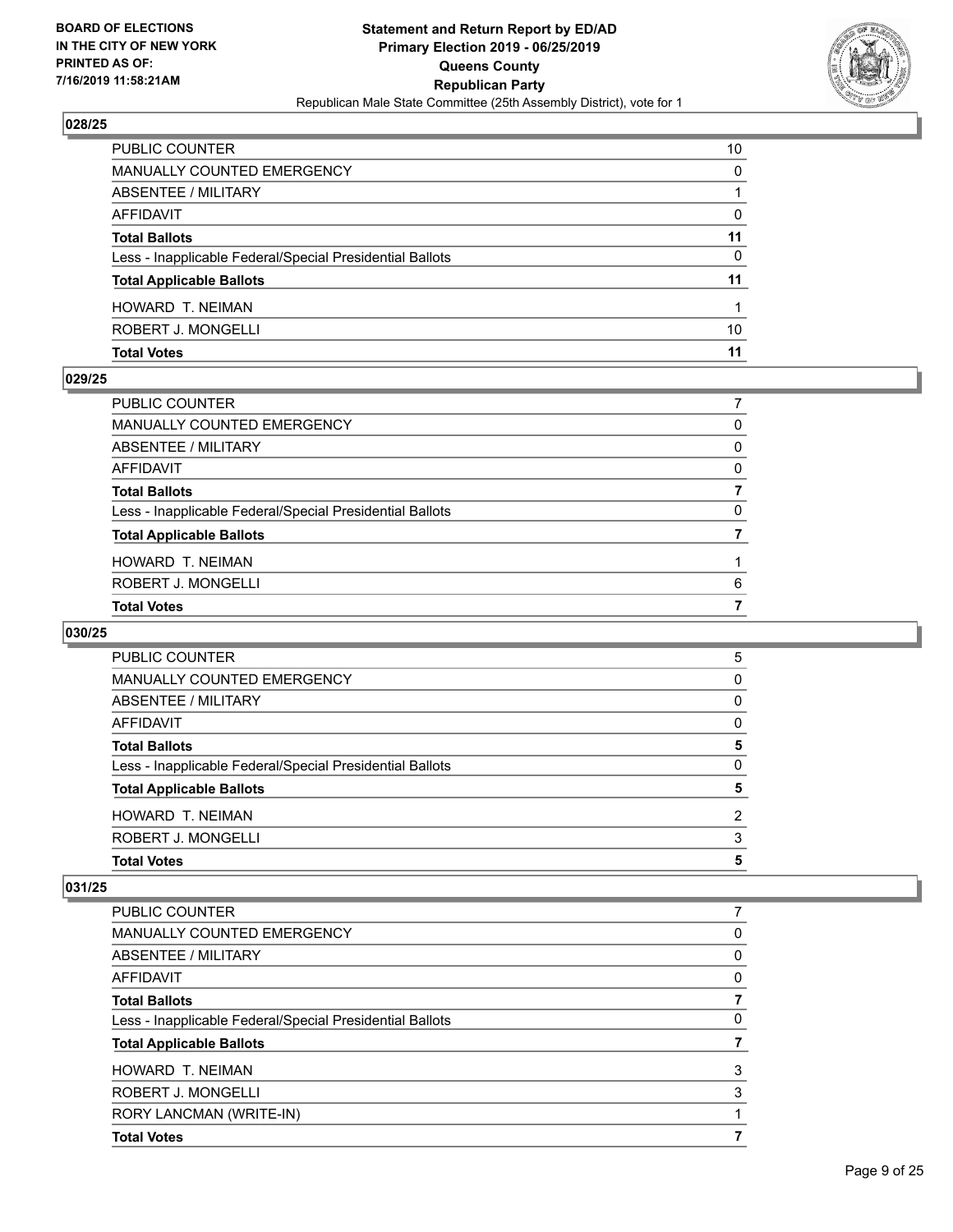### 028/25

| | |
|---|---|
| PUBLIC COUNTER | 10 |
| MANUALLY COUNTED EMERGENCY | 0 |
| ABSENTEE / MILITARY | 1 |
| AFFIDAVIT | 0 |
| **Total Ballots** | **11** |
| Less - Inapplicable Federal/Special Presidential Ballots | 0 |
| **Total Applicable Ballots** | **11** |
| HOWARD T. NEIMAN | 1 |
| ROBERT J. MONGELLI | 10 |
| **Total Votes** | **11** |

### 029/25

| | |
|---|---|
| PUBLIC COUNTER | 7 |
| MANUALLY COUNTED EMERGENCY | 0 |
| ABSENTEE / MILITARY | 0 |
| AFFIDAVIT | 0 |
| **Total Ballots** | **7** |
| Less - Inapplicable Federal/Special Presidential Ballots | 0 |
| **Total Applicable Ballots** | **7** |
| HOWARD T. NEIMAN | 1 |
| ROBERT J. MONGELLI | 6 |
| **Total Votes** | **7** |

### 030/25

| | |
|---|---|
| PUBLIC COUNTER | 5 |
| MANUALLY COUNTED EMERGENCY | 0 |
| ABSENTEE / MILITARY | 0 |
| AFFIDAVIT | 0 |
| **Total Ballots** | **5** |
| Less - Inapplicable Federal/Special Presidential Ballots | 0 |
| **Total Applicable Ballots** | **5** |
| HOWARD T. NEIMAN | 2 |
| ROBERT J. MONGELLI | 3 |
| **Total Votes** | **5** |

### 031/25

| | |
|---|---|
| PUBLIC COUNTER | 7 |
| MANUALLY COUNTED EMERGENCY | 0 |
| ABSENTEE / MILITARY | 0 |
| AFFIDAVIT | 0 |
| **Total Ballots** | **7** |
| Less - Inapplicable Federal/Special Presidential Ballots | 0 |
| **Total Applicable Ballots** | **7** |
| HOWARD T. NEIMAN | 3 |
| ROBERT J. MONGELLI | 3 |
| RORY LANCMAN (WRITE-IN) | 1 |
| **Total Votes** | **7** |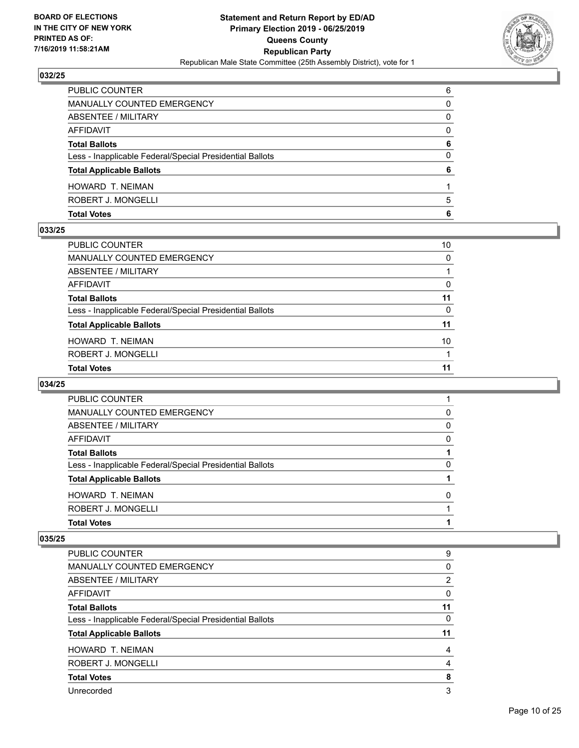## 032/25

| | |
|---|---|
| PUBLIC COUNTER | 6 |
| MANUALLY COUNTED EMERGENCY | 0 |
| ABSENTEE / MILITARY | 0 |
| AFFIDAVIT | 0 |
| **Total Ballots** | **6** |
| Less - Inapplicable Federal/Special Presidential Ballots | 0 |
| **Total Applicable Ballots** | **6** |
| HOWARD T. NEIMAN | 1 |
| ROBERT J. MONGELLI | 5 |
| **Total Votes** | **6** |

## 033/25

| | |
|---|---|
| PUBLIC COUNTER | 10 |
| MANUALLY COUNTED EMERGENCY | 0 |
| ABSENTEE / MILITARY | 1 |
| AFFIDAVIT | 0 |
| **Total Ballots** | **11** |
| Less - Inapplicable Federal/Special Presidential Ballots | 0 |
| **Total Applicable Ballots** | **11** |
| HOWARD T. NEIMAN | 10 |
| ROBERT J. MONGELLI | 1 |
| **Total Votes** | **11** |

## 034/25

| | |
|---|---|
| PUBLIC COUNTER | 1 |
| MANUALLY COUNTED EMERGENCY | 0 |
| ABSENTEE / MILITARY | 0 |
| AFFIDAVIT | 0 |
| **Total Ballots** | **1** |
| Less - Inapplicable Federal/Special Presidential Ballots | 0 |
| **Total Applicable Ballots** | **1** |
| HOWARD T. NEIMAN | 0 |
| ROBERT J. MONGELLI | 1 |
| **Total Votes** | **1** |

## 035/25

| | |
|---|---|
| PUBLIC COUNTER | 9 |
| MANUALLY COUNTED EMERGENCY | 0 |
| ABSENTEE / MILITARY | 2 |
| AFFIDAVIT | 0 |
| **Total Ballots** | **11** |
| Less - Inapplicable Federal/Special Presidential Ballots | 0 |
| **Total Applicable Ballots** | **11** |
| HOWARD T. NEIMAN | 4 |
| ROBERT J. MONGELLI | 4 |
| **Total Votes** | **8** |
| Unrecorded | 3 |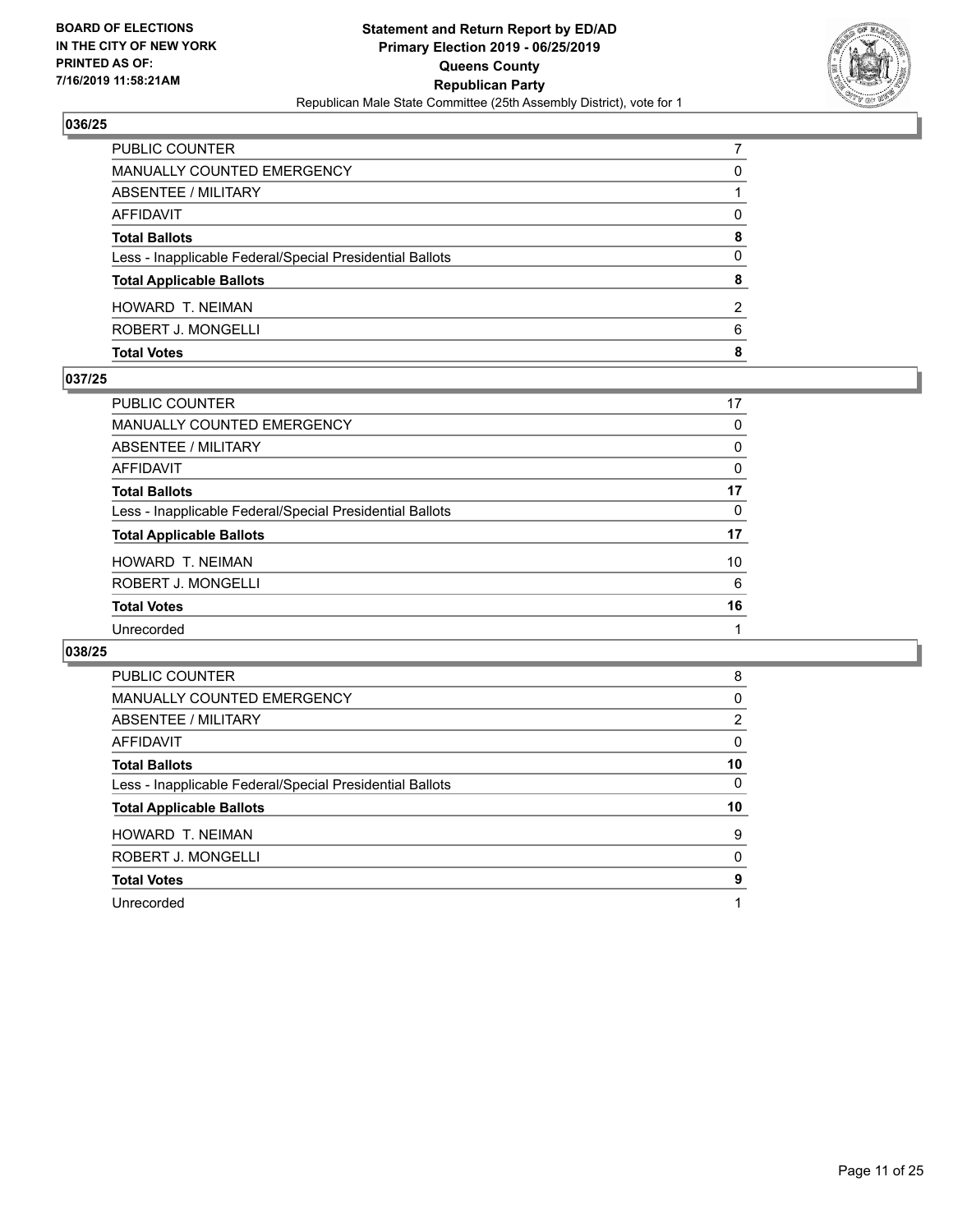**Statement and Return Report by ED/AD**
**Primary Election 2019 - 06/25/2019**
**Queens County**
**Republican Party**
Republican Male State Committee (25th Assembly District), vote for 1

BOARD OF ELECTIONS IN THE CITY OF NEW YORK PRINTED AS OF: 7/16/2019 11:58:21AM

## 036/25

| | |
|---|---|
| PUBLIC COUNTER | 7 |
| MANUALLY COUNTED EMERGENCY | 0 |
| ABSENTEE / MILITARY | 1 |
| AFFIDAVIT | 0 |
| **Total Ballots** | **8** |
| Less - Inapplicable Federal/Special Presidential Ballots | 0 |
| **Total Applicable Ballots** | **8** |
| HOWARD T. NEIMAN | 2 |
| ROBERT J. MONGELLI | 6 |
| **Total Votes** | **8** |

## 037/25

| | |
|---|---|
| PUBLIC COUNTER | 17 |
| MANUALLY COUNTED EMERGENCY | 0 |
| ABSENTEE / MILITARY | 0 |
| AFFIDAVIT | 0 |
| **Total Ballots** | **17** |
| Less - Inapplicable Federal/Special Presidential Ballots | 0 |
| **Total Applicable Ballots** | **17** |
| HOWARD T. NEIMAN | 10 |
| ROBERT J. MONGELLI | 6 |
| **Total Votes** | **16** |
| Unrecorded | 1 |

## 038/25

| | |
|---|---|
| PUBLIC COUNTER | 8 |
| MANUALLY COUNTED EMERGENCY | 0 |
| ABSENTEE / MILITARY | 2 |
| AFFIDAVIT | 0 |
| **Total Ballots** | **10** |
| Less - Inapplicable Federal/Special Presidential Ballots | 0 |
| **Total Applicable Ballots** | **10** |
| HOWARD T. NEIMAN | 9 |
| ROBERT J. MONGELLI | 0 |
| **Total Votes** | **9** |
| Unrecorded | 1 |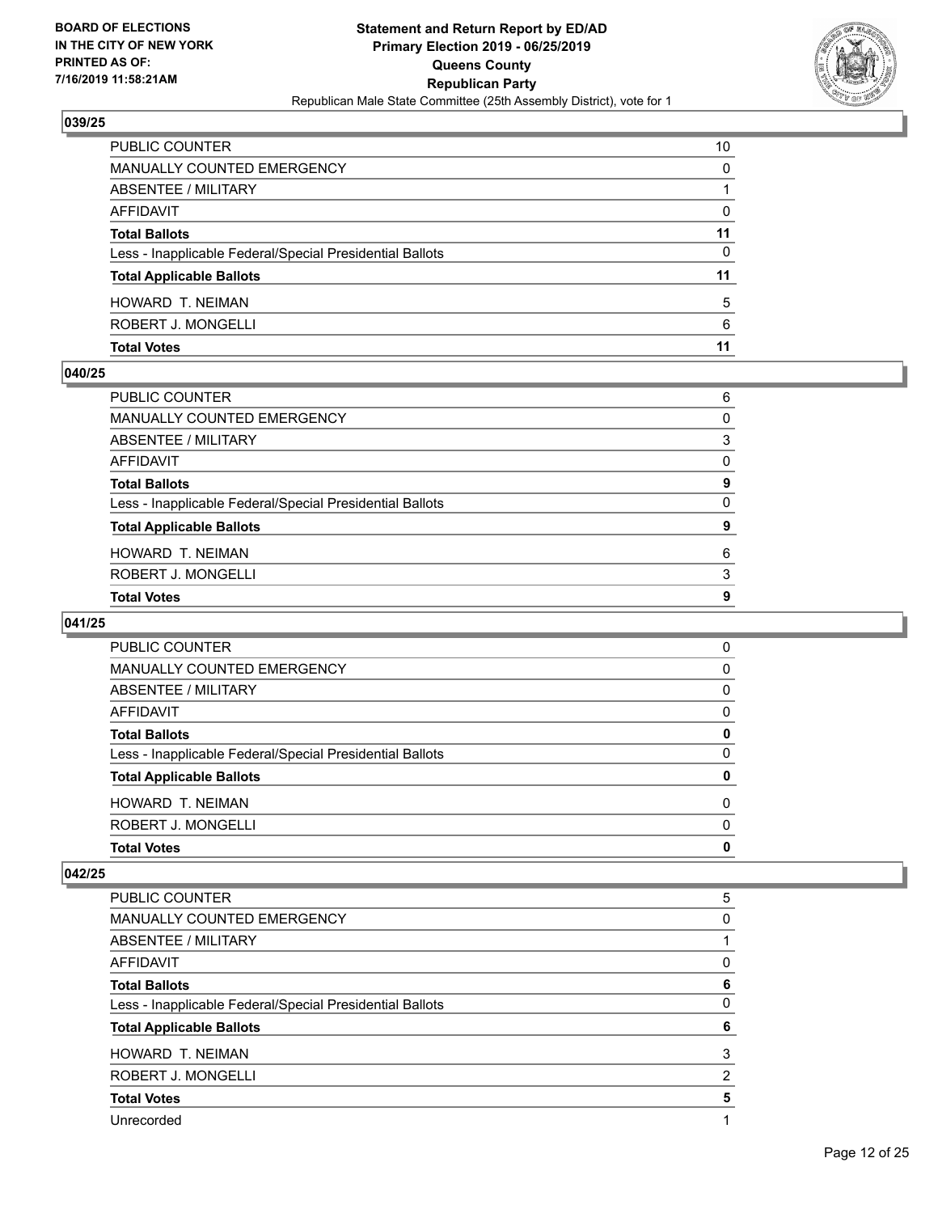**BOARD OF ELECTIONS IN THE CITY OF NEW YORK PRINTED AS OF: 7/16/2019 11:58:21AM**

**Statement and Return Report by ED/AD**
**Primary Election 2019 - 06/25/2019**
**Queens County**
**Republican Party**
Republican Male State Committee (25th Assembly District), vote for 1

### 039/25

| | |
|---|---|
| PUBLIC COUNTER | 10 |
| MANUALLY COUNTED EMERGENCY | 0 |
| ABSENTEE / MILITARY | 1 |
| AFFIDAVIT | 0 |
| **Total Ballots** | **11** |
| Less - Inapplicable Federal/Special Presidential Ballots | 0 |
| **Total Applicable Ballots** | **11** |
| HOWARD T. NEIMAN | 5 |
| ROBERT J. MONGELLI | 6 |
| **Total Votes** | **11** |

### 040/25

| | |
|---|---|
| PUBLIC COUNTER | 6 |
| MANUALLY COUNTED EMERGENCY | 0 |
| ABSENTEE / MILITARY | 3 |
| AFFIDAVIT | 0 |
| **Total Ballots** | **9** |
| Less - Inapplicable Federal/Special Presidential Ballots | 0 |
| **Total Applicable Ballots** | **9** |
| HOWARD T. NEIMAN | 6 |
| ROBERT J. MONGELLI | 3 |
| **Total Votes** | **9** |

### 041/25

| | |
|---|---|
| PUBLIC COUNTER | 0 |
| MANUALLY COUNTED EMERGENCY | 0 |
| ABSENTEE / MILITARY | 0 |
| AFFIDAVIT | 0 |
| **Total Ballots** | **0** |
| Less - Inapplicable Federal/Special Presidential Ballots | 0 |
| **Total Applicable Ballots** | **0** |
| HOWARD T. NEIMAN | 0 |
| ROBERT J. MONGELLI | 0 |
| **Total Votes** | **0** |

### 042/25

| | |
|---|---|
| PUBLIC COUNTER | 5 |
| MANUALLY COUNTED EMERGENCY | 0 |
| ABSENTEE / MILITARY | 1 |
| AFFIDAVIT | 0 |
| **Total Ballots** | **6** |
| Less - Inapplicable Federal/Special Presidential Ballots | 0 |
| **Total Applicable Ballots** | **6** |
| HOWARD T. NEIMAN | 3 |
| ROBERT J. MONGELLI | 2 |
| **Total Votes** | **5** |
| Unrecorded | 1 |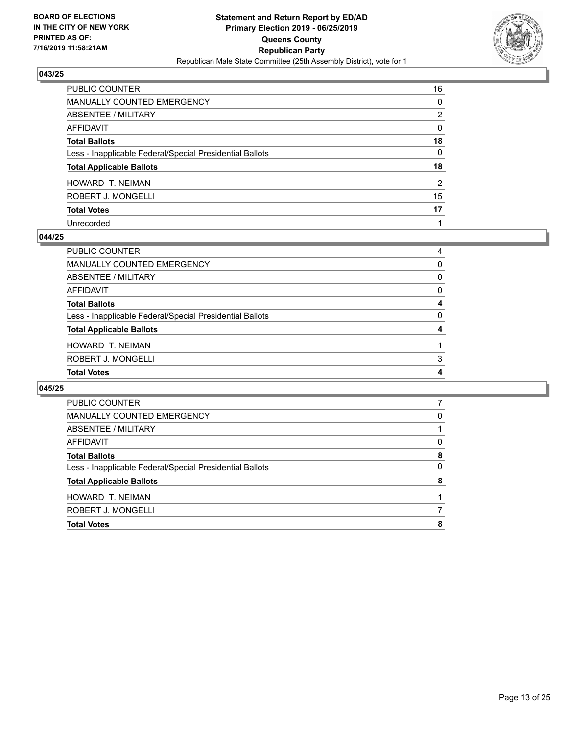**BOARD OF ELECTIONS IN THE CITY OF NEW YORK PRINTED AS OF: 7/16/2019 11:58:21AM**

**Statement and Return Report by ED/AD Primary Election 2019 - 06/25/2019 Queens County Republican Party**

Republican Male State Committee (25th Assembly District), vote for 1

### 043/25

| | |
|---|---|
| PUBLIC COUNTER | 16 |
| MANUALLY COUNTED EMERGENCY | 0 |
| ABSENTEE / MILITARY | 2 |
| AFFIDAVIT | 0 |
| **Total Ballots** | **18** |
| Less - Inapplicable Federal/Special Presidential Ballots | 0 |
| **Total Applicable Ballots** | **18** |
| HOWARD T. NEIMAN | 2 |
| ROBERT J. MONGELLI | 15 |
| **Total Votes** | **17** |
| Unrecorded | 1 |

### 044/25

| | |
|---|---|
| PUBLIC COUNTER | 4 |
| MANUALLY COUNTED EMERGENCY | 0 |
| ABSENTEE / MILITARY | 0 |
| AFFIDAVIT | 0 |
| **Total Ballots** | **4** |
| Less - Inapplicable Federal/Special Presidential Ballots | 0 |
| **Total Applicable Ballots** | **4** |
| HOWARD T. NEIMAN | 1 |
| ROBERT J. MONGELLI | 3 |
| **Total Votes** | **4** |

### 045/25

| | |
|---|---|
| PUBLIC COUNTER | 7 |
| MANUALLY COUNTED EMERGENCY | 0 |
| ABSENTEE / MILITARY | 1 |
| AFFIDAVIT | 0 |
| **Total Ballots** | **8** |
| Less - Inapplicable Federal/Special Presidential Ballots | 0 |
| **Total Applicable Ballots** | **8** |
| HOWARD T. NEIMAN | 1 |
| ROBERT J. MONGELLI | 7 |
| **Total Votes** | **8** |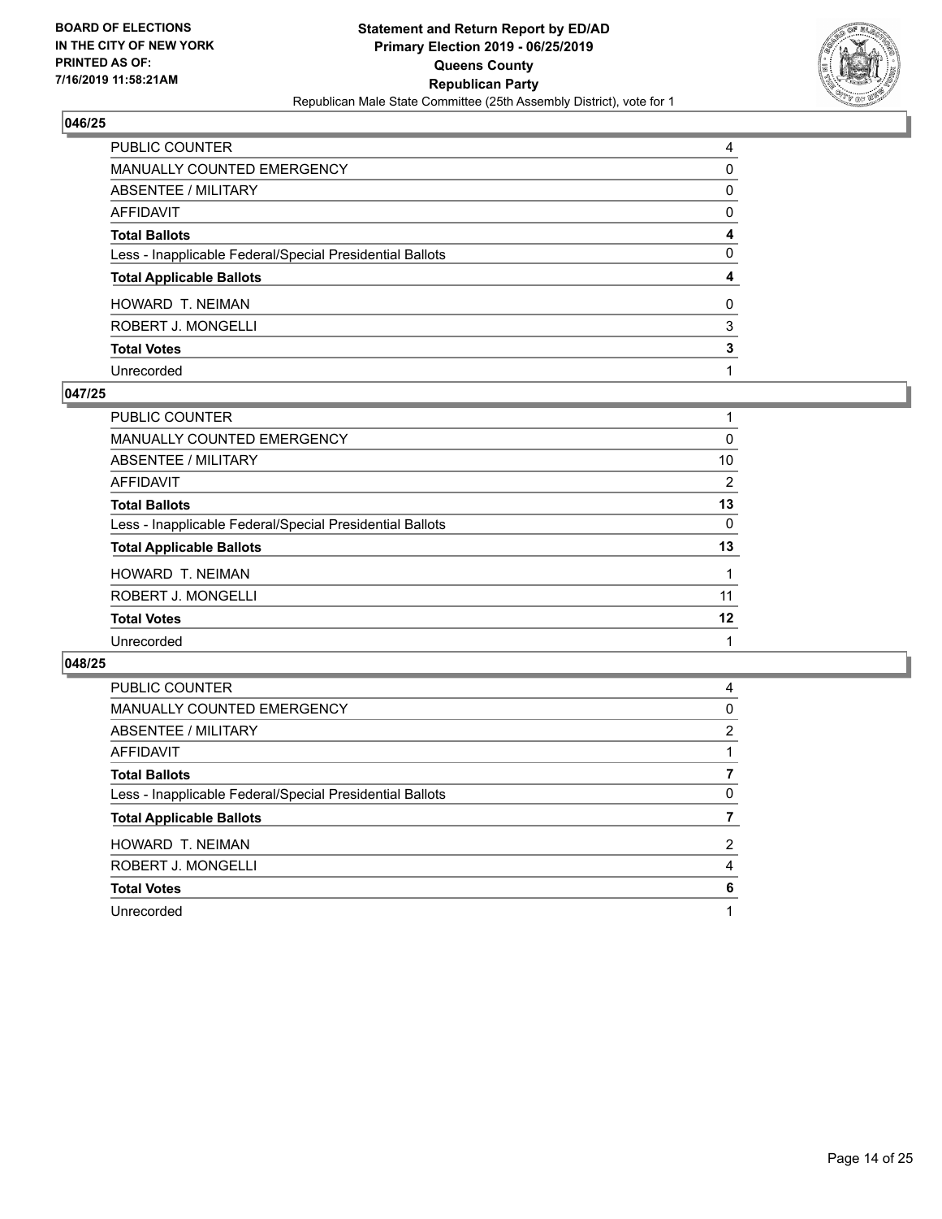**BOARD OF ELECTIONS IN THE CITY OF NEW YORK PRINTED AS OF: 7/16/2019 11:58:21AM**

**Statement and Return Report by ED/AD Primary Election 2019 - 06/25/2019 Queens County Republican Party**

Republican Male State Committee (25th Assembly District), vote for 1

### 046/25

| | |
|---|---|
| PUBLIC COUNTER | 4 |
| MANUALLY COUNTED EMERGENCY | 0 |
| ABSENTEE / MILITARY | 0 |
| AFFIDAVIT | 0 |
| **Total Ballots** | **4** |
| Less - Inapplicable Federal/Special Presidential Ballots | 0 |
| **Total Applicable Ballots** | **4** |
| HOWARD T. NEIMAN | 0 |
| ROBERT J. MONGELLI | 3 |
| **Total Votes** | **3** |
| Unrecorded | 1 |

### 047/25

| | |
|---|---|
| PUBLIC COUNTER | 1 |
| MANUALLY COUNTED EMERGENCY | 0 |
| ABSENTEE / MILITARY | 10 |
| AFFIDAVIT | 2 |
| **Total Ballots** | **13** |
| Less - Inapplicable Federal/Special Presidential Ballots | 0 |
| **Total Applicable Ballots** | **13** |
| HOWARD T. NEIMAN | 1 |
| ROBERT J. MONGELLI | 11 |
| **Total Votes** | **12** |
| Unrecorded | 1 |

### 048/25

| | |
|---|---|
| PUBLIC COUNTER | 4 |
| MANUALLY COUNTED EMERGENCY | 0 |
| ABSENTEE / MILITARY | 2 |
| AFFIDAVIT | 1 |
| **Total Ballots** | **7** |
| Less - Inapplicable Federal/Special Presidential Ballots | 0 |
| **Total Applicable Ballots** | **7** |
| HOWARD T. NEIMAN | 2 |
| ROBERT J. MONGELLI | 4 |
| **Total Votes** | **6** |
| Unrecorded | 1 |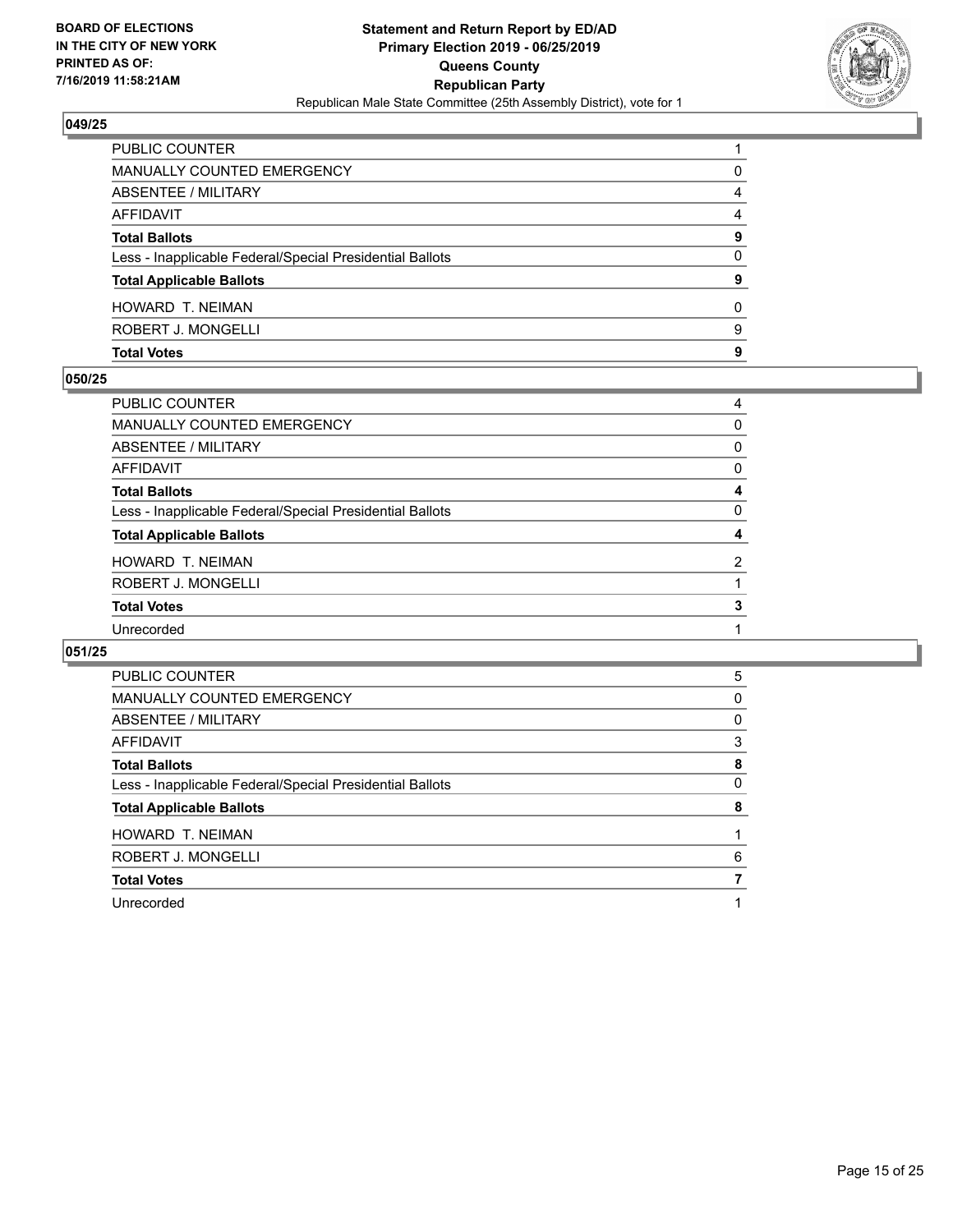**BOARD OF ELECTIONS IN THE CITY OF NEW YORK PRINTED AS OF: 7/16/2019 11:58:21AM**

**Statement and Return Report by ED/AD Primary Election 2019 - 06/25/2019 Queens County Republican Party**

Republican Male State Committee (25th Assembly District), vote for 1

## 049/25

| | |
|---|---|
| PUBLIC COUNTER | 1 |
| MANUALLY COUNTED EMERGENCY | 0 |
| ABSENTEE / MILITARY | 4 |
| AFFIDAVIT | 4 |
| **Total Ballots** | **9** |
| Less - Inapplicable Federal/Special Presidential Ballots | 0 |
| **Total Applicable Ballots** | **9** |
| HOWARD T. NEIMAN | 0 |
| ROBERT J. MONGELLI | 9 |
| **Total Votes** | **9** |

## 050/25

| | |
|---|---|
| PUBLIC COUNTER | 4 |
| MANUALLY COUNTED EMERGENCY | 0 |
| ABSENTEE / MILITARY | 0 |
| AFFIDAVIT | 0 |
| **Total Ballots** | **4** |
| Less - Inapplicable Federal/Special Presidential Ballots | 0 |
| **Total Applicable Ballots** | **4** |
| HOWARD T. NEIMAN | 2 |
| ROBERT J. MONGELLI | 1 |
| **Total Votes** | **3** |
| Unrecorded | 1 |

## 051/25

| | |
|---|---|
| PUBLIC COUNTER | 5 |
| MANUALLY COUNTED EMERGENCY | 0 |
| ABSENTEE / MILITARY | 0 |
| AFFIDAVIT | 3 |
| **Total Ballots** | **8** |
| Less - Inapplicable Federal/Special Presidential Ballots | 0 |
| **Total Applicable Ballots** | **8** |
| HOWARD T. NEIMAN | 1 |
| ROBERT J. MONGELLI | 6 |
| **Total Votes** | **7** |
| Unrecorded | 1 |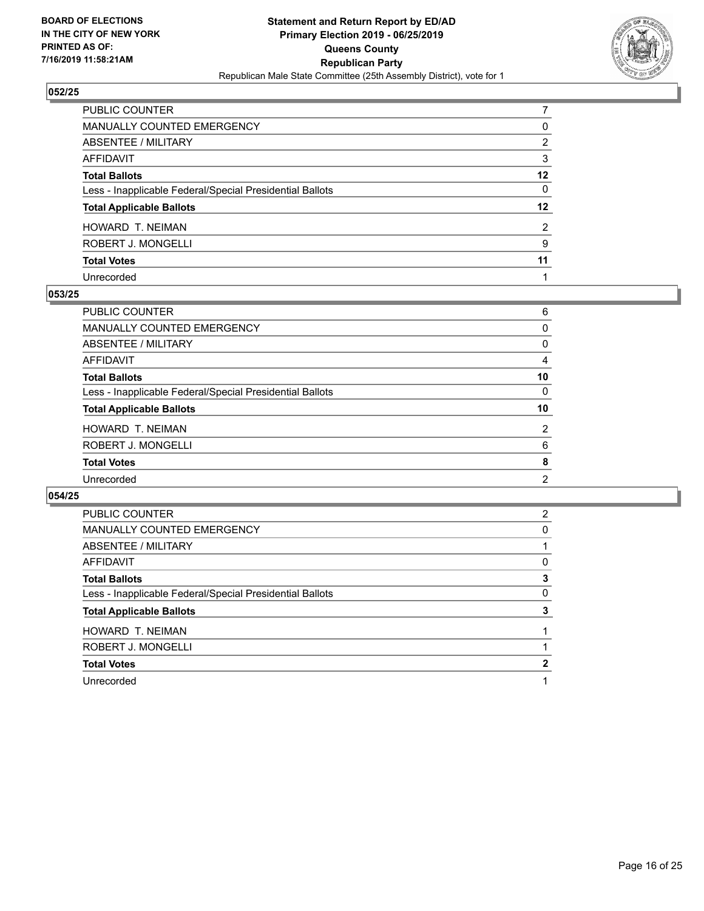BOARD OF ELECTIONS
IN THE CITY OF NEW YORK
PRINTED AS OF:
7/16/2019 11:58:21AM

**Statement and Return Report by ED/AD**
**Primary Election 2019 - 06/25/2019**
**Queens County**
**Republican Party**
Republican Male State Committee (25th Assembly District), vote for 1

## 052/25

| | |
|---|---|
| PUBLIC COUNTER | 7 |
| MANUALLY COUNTED EMERGENCY | 0 |
| ABSENTEE / MILITARY | 2 |
| AFFIDAVIT | 3 |
| **Total Ballots** | **12** |
| Less - Inapplicable Federal/Special Presidential Ballots | 0 |
| **Total Applicable Ballots** | **12** |
| HOWARD T. NEIMAN | 2 |
| ROBERT J. MONGELLI | 9 |
| **Total Votes** | **11** |
| Unrecorded | 1 |

## 053/25

| | |
|---|---|
| PUBLIC COUNTER | 6 |
| MANUALLY COUNTED EMERGENCY | 0 |
| ABSENTEE / MILITARY | 0 |
| AFFIDAVIT | 4 |
| **Total Ballots** | **10** |
| Less - Inapplicable Federal/Special Presidential Ballots | 0 |
| **Total Applicable Ballots** | **10** |
| HOWARD T. NEIMAN | 2 |
| ROBERT J. MONGELLI | 6 |
| **Total Votes** | **8** |
| Unrecorded | 2 |

## 054/25

| | |
|---|---|
| PUBLIC COUNTER | 2 |
| MANUALLY COUNTED EMERGENCY | 0 |
| ABSENTEE / MILITARY | 1 |
| AFFIDAVIT | 0 |
| **Total Ballots** | **3** |
| Less - Inapplicable Federal/Special Presidential Ballots | 0 |
| **Total Applicable Ballots** | **3** |
| HOWARD T. NEIMAN | 1 |
| ROBERT J. MONGELLI | 1 |
| **Total Votes** | **2** |
| Unrecorded | 1 |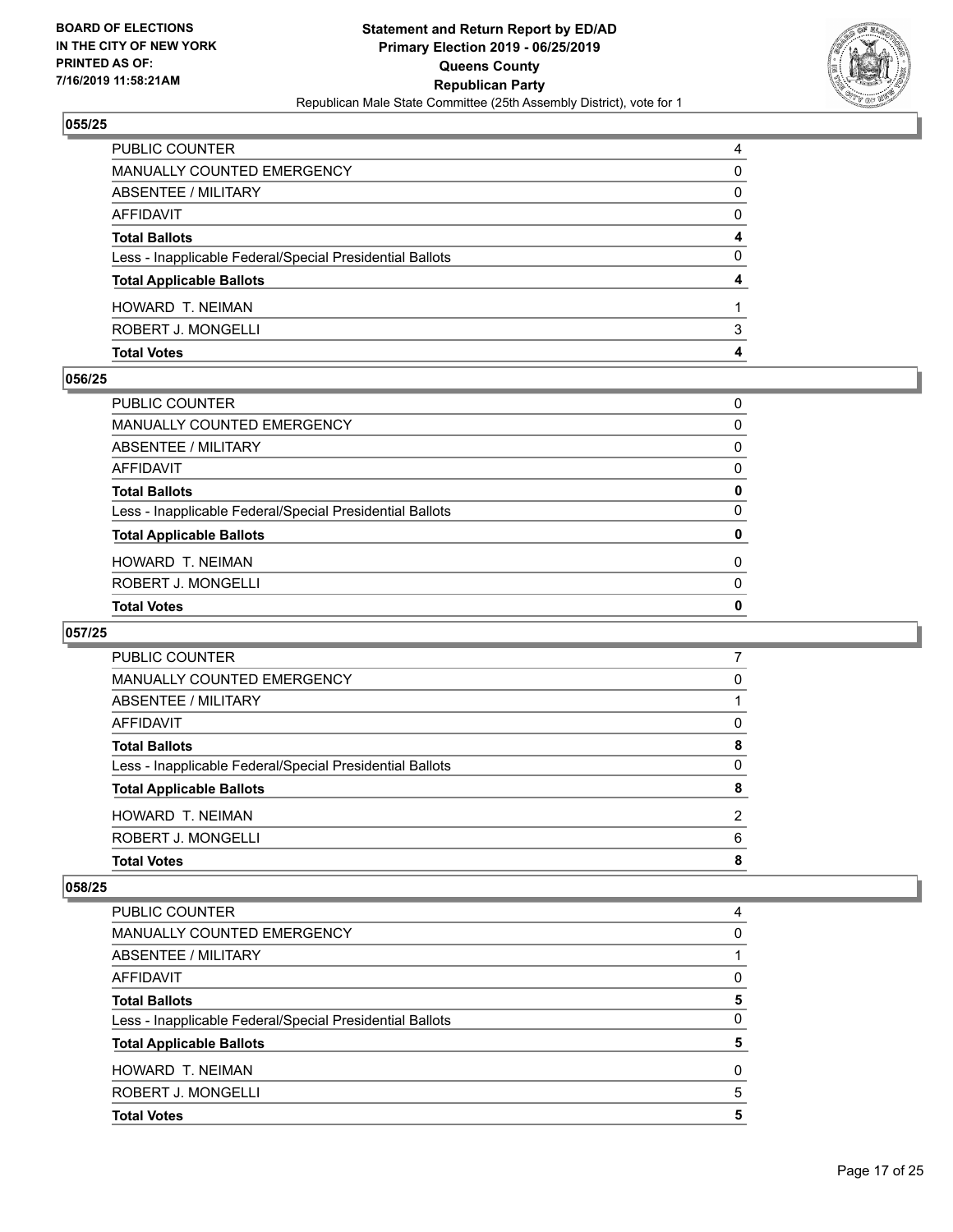BOARD OF ELECTIONS IN THE CITY OF NEW YORK PRINTED AS OF: 7/16/2019 11:58:21AM

**Statement and Return Report by ED/AD**
**Primary Election 2019 - 06/25/2019**
**Queens County**
**Republican Party**
Republican Male State Committee (25th Assembly District), vote for 1

### 055/25

| | |
|---|---|
| PUBLIC COUNTER | 4 |
| MANUALLY COUNTED EMERGENCY | 0 |
| ABSENTEE / MILITARY | 0 |
| AFFIDAVIT | 0 |
| **Total Ballots** | **4** |
| Less - Inapplicable Federal/Special Presidential Ballots | 0 |
| **Total Applicable Ballots** | **4** |
| HOWARD T. NEIMAN | 1 |
| ROBERT J. MONGELLI | 3 |
| **Total Votes** | **4** |

### 056/25

| | |
|---|---|
| PUBLIC COUNTER | 0 |
| MANUALLY COUNTED EMERGENCY | 0 |
| ABSENTEE / MILITARY | 0 |
| AFFIDAVIT | 0 |
| **Total Ballots** | **0** |
| Less - Inapplicable Federal/Special Presidential Ballots | 0 |
| **Total Applicable Ballots** | **0** |
| HOWARD T. NEIMAN | 0 |
| ROBERT J. MONGELLI | 0 |
| **Total Votes** | **0** |

### 057/25

| | |
|---|---|
| PUBLIC COUNTER | 7 |
| MANUALLY COUNTED EMERGENCY | 0 |
| ABSENTEE / MILITARY | 1 |
| AFFIDAVIT | 0 |
| **Total Ballots** | **8** |
| Less - Inapplicable Federal/Special Presidential Ballots | 0 |
| **Total Applicable Ballots** | **8** |
| HOWARD T. NEIMAN | 2 |
| ROBERT J. MONGELLI | 6 |
| **Total Votes** | **8** |

### 058/25

| | |
|---|---|
| PUBLIC COUNTER | 4 |
| MANUALLY COUNTED EMERGENCY | 0 |
| ABSENTEE / MILITARY | 1 |
| AFFIDAVIT | 0 |
| **Total Ballots** | **5** |
| Less - Inapplicable Federal/Special Presidential Ballots | 0 |
| **Total Applicable Ballots** | **5** |
| HOWARD T. NEIMAN | 0 |
| ROBERT J. MONGELLI | 5 |
| **Total Votes** | **5** |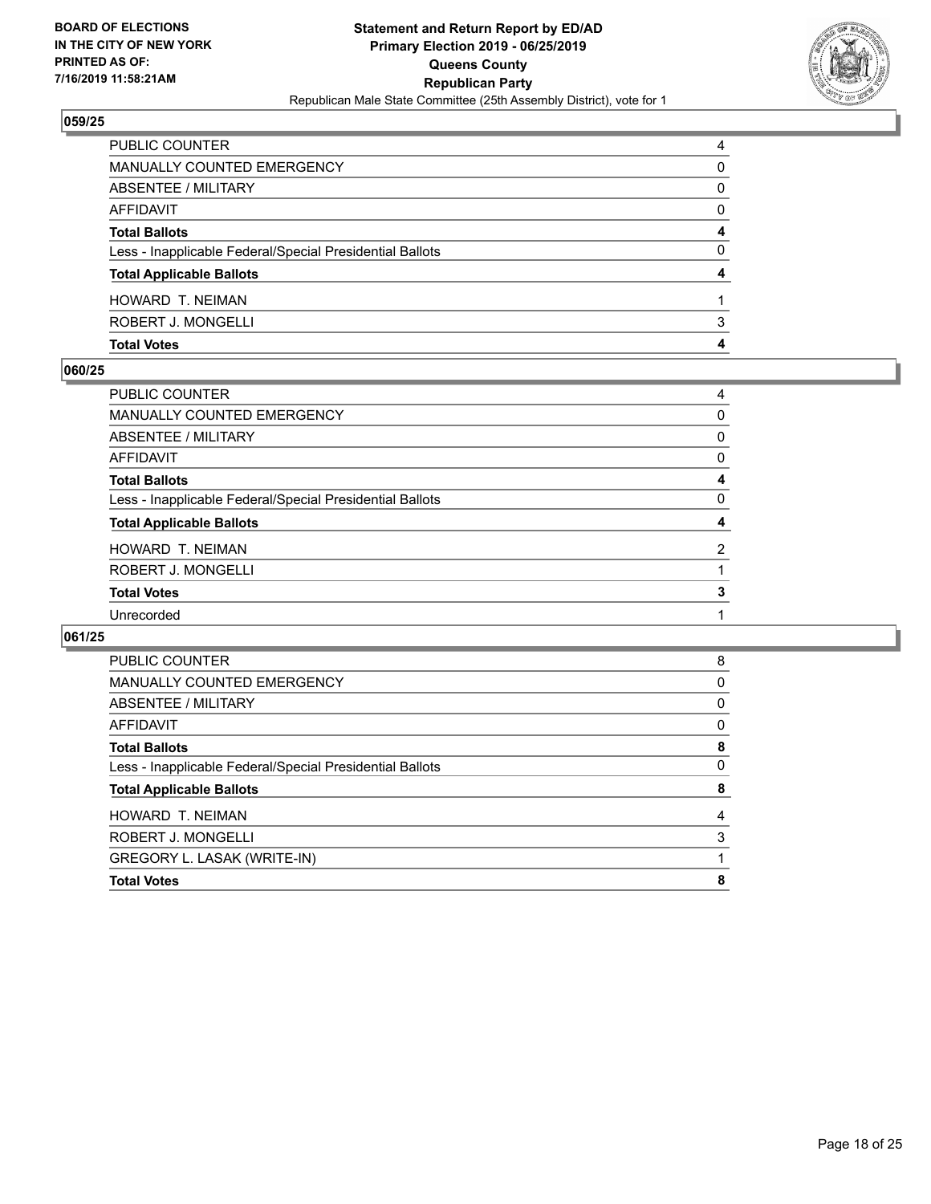**BOARD OF ELECTIONS IN THE CITY OF NEW YORK PRINTED AS OF: 7/16/2019 11:58:21AM**

**Statement and Return Report by ED/AD Primary Election 2019 - 06/25/2019 Queens County Republican Party**

Republican Male State Committee (25th Assembly District), vote for 1

### 059/25

| | |
|---|---|
| PUBLIC COUNTER | 4 |
| MANUALLY COUNTED EMERGENCY | 0 |
| ABSENTEE / MILITARY | 0 |
| AFFIDAVIT | 0 |
| **Total Ballots** | **4** |
| Less - Inapplicable Federal/Special Presidential Ballots | 0 |
| **Total Applicable Ballots** | **4** |
| HOWARD T. NEIMAN | 1 |
| ROBERT J. MONGELLI | 3 |
| **Total Votes** | **4** |

### 060/25

| | |
|---|---|
| PUBLIC COUNTER | 4 |
| MANUALLY COUNTED EMERGENCY | 0 |
| ABSENTEE / MILITARY | 0 |
| AFFIDAVIT | 0 |
| **Total Ballots** | **4** |
| Less - Inapplicable Federal/Special Presidential Ballots | 0 |
| **Total Applicable Ballots** | **4** |
| HOWARD T. NEIMAN | 2 |
| ROBERT J. MONGELLI | 1 |
| **Total Votes** | **3** |
| Unrecorded | 1 |

### 061/25

| | |
|---|---|
| PUBLIC COUNTER | 8 |
| MANUALLY COUNTED EMERGENCY | 0 |
| ABSENTEE / MILITARY | 0 |
| AFFIDAVIT | 0 |
| **Total Ballots** | **8** |
| Less - Inapplicable Federal/Special Presidential Ballots | 0 |
| **Total Applicable Ballots** | **8** |
| HOWARD T. NEIMAN | 4 |
| ROBERT J. MONGELLI | 3 |
| GREGORY L. LASAK (WRITE-IN) | 1 |
| **Total Votes** | **8** |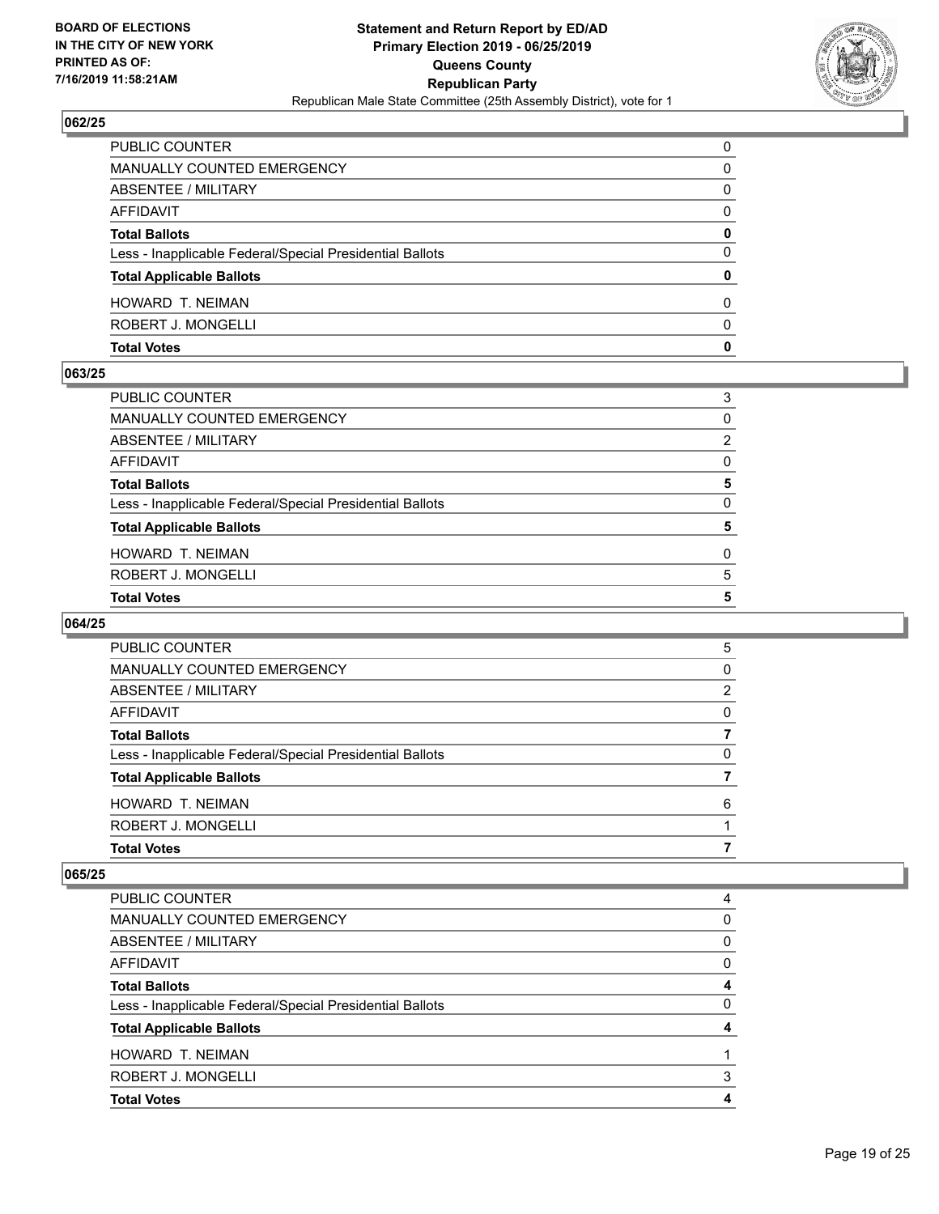BOARD OF ELECTIONS IN THE CITY OF NEW YORK PRINTED AS OF: 7/16/2019 11:58:21AM

**Statement and Return Report by ED/AD**
**Primary Election 2019 - 06/25/2019**
**Queens County**
**Republican Party**
Republican Male State Committee (25th Assembly District), vote for 1

### 062/25

| | |
|---|---|
| PUBLIC COUNTER | 0 |
| MANUALLY COUNTED EMERGENCY | 0 |
| ABSENTEE / MILITARY | 0 |
| AFFIDAVIT | 0 |
| **Total Ballots** | **0** |
| Less - Inapplicable Federal/Special Presidential Ballots | 0 |
| **Total Applicable Ballots** | **0** |
| HOWARD T. NEIMAN | 0 |
| ROBERT J. MONGELLI | 0 |
| **Total Votes** | **0** |

### 063/25

| | |
|---|---|
| PUBLIC COUNTER | 3 |
| MANUALLY COUNTED EMERGENCY | 0 |
| ABSENTEE / MILITARY | 2 |
| AFFIDAVIT | 0 |
| **Total Ballots** | **5** |
| Less - Inapplicable Federal/Special Presidential Ballots | 0 |
| **Total Applicable Ballots** | **5** |
| HOWARD T. NEIMAN | 0 |
| ROBERT J. MONGELLI | 5 |
| **Total Votes** | **5** |

### 064/25

| | |
|---|---|
| PUBLIC COUNTER | 5 |
| MANUALLY COUNTED EMERGENCY | 0 |
| ABSENTEE / MILITARY | 2 |
| AFFIDAVIT | 0 |
| **Total Ballots** | **7** |
| Less - Inapplicable Federal/Special Presidential Ballots | 0 |
| **Total Applicable Ballots** | **7** |
| HOWARD T. NEIMAN | 6 |
| ROBERT J. MONGELLI | 1 |
| **Total Votes** | **7** |

### 065/25

| | |
|---|---|
| PUBLIC COUNTER | 4 |
| MANUALLY COUNTED EMERGENCY | 0 |
| ABSENTEE / MILITARY | 0 |
| AFFIDAVIT | 0 |
| **Total Ballots** | **4** |
| Less - Inapplicable Federal/Special Presidential Ballots | 0 |
| **Total Applicable Ballots** | **4** |
| HOWARD T. NEIMAN | 1 |
| ROBERT J. MONGELLI | 3 |
| **Total Votes** | **4** |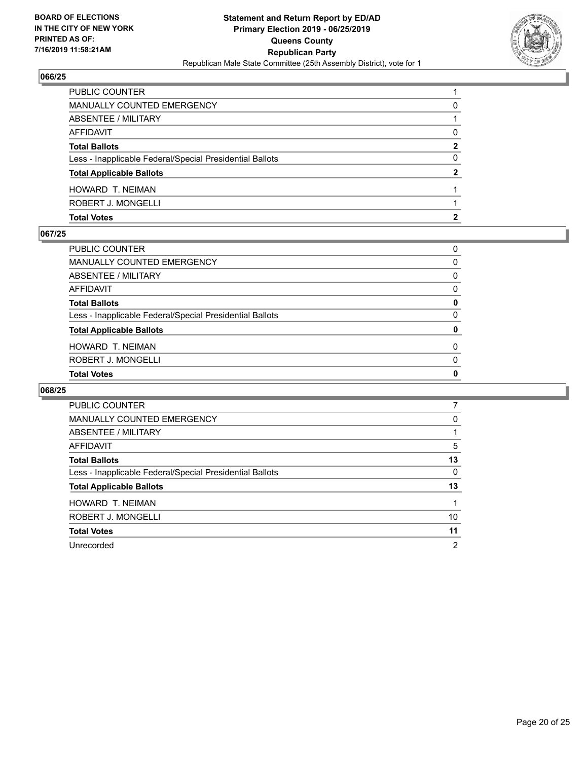**BOARD OF ELECTIONS IN THE CITY OF NEW YORK PRINTED AS OF: 7/16/2019 11:58:21AM**

**Statement and Return Report by ED/AD**
**Primary Election 2019 - 06/25/2019**
**Queens County**
**Republican Party**
Republican Male State Committee (25th Assembly District), vote for 1

## 066/25

| | |
|---|---|
| PUBLIC COUNTER | 1 |
| MANUALLY COUNTED EMERGENCY | 0 |
| ABSENTEE / MILITARY | 1 |
| AFFIDAVIT | 0 |
| **Total Ballots** | **2** |
| Less - Inapplicable Federal/Special Presidential Ballots | 0 |
| **Total Applicable Ballots** | **2** |
| HOWARD T. NEIMAN | 1 |
| ROBERT J. MONGELLI | 1 |
| **Total Votes** | **2** |

## 067/25

| | |
|---|---|
| PUBLIC COUNTER | 0 |
| MANUALLY COUNTED EMERGENCY | 0 |
| ABSENTEE / MILITARY | 0 |
| AFFIDAVIT | 0 |
| **Total Ballots** | **0** |
| Less - Inapplicable Federal/Special Presidential Ballots | 0 |
| **Total Applicable Ballots** | **0** |
| HOWARD T. NEIMAN | 0 |
| ROBERT J. MONGELLI | 0 |
| **Total Votes** | **0** |

## 068/25

| | |
|---|---|
| PUBLIC COUNTER | 7 |
| MANUALLY COUNTED EMERGENCY | 0 |
| ABSENTEE / MILITARY | 1 |
| AFFIDAVIT | 5 |
| **Total Ballots** | **13** |
| Less - Inapplicable Federal/Special Presidential Ballots | 0 |
| **Total Applicable Ballots** | **13** |
| HOWARD T. NEIMAN | 1 |
| ROBERT J. MONGELLI | 10 |
| **Total Votes** | **11** |
| Unrecorded | 2 |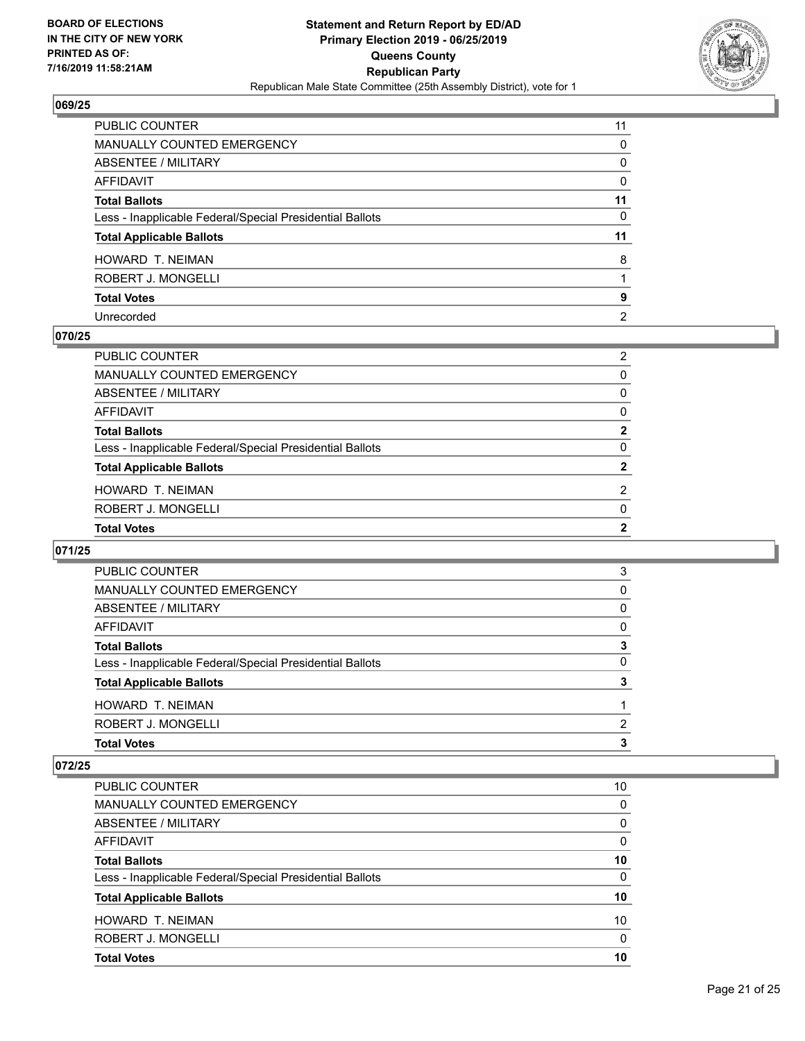**BOARD OF ELECTIONS IN THE CITY OF NEW YORK PRINTED AS OF: 7/16/2019 11:58:21AM**

**Statement and Return Report by ED/AD Primary Election 2019 - 06/25/2019 Queens County Republican Party**

Republican Male State Committee (25th Assembly District), vote for 1

### 069/25

| | |
|---|---|
| PUBLIC COUNTER | 11 |
| MANUALLY COUNTED EMERGENCY | 0 |
| ABSENTEE / MILITARY | 0 |
| AFFIDAVIT | 0 |
| **Total Ballots** | **11** |
| Less - Inapplicable Federal/Special Presidential Ballots | 0 |
| **Total Applicable Ballots** | **11** |
| HOWARD T. NEIMAN | 8 |
| ROBERT J. MONGELLI | 1 |
| **Total Votes** | **9** |
| Unrecorded | 2 |

### 070/25

| | |
|---|---|
| PUBLIC COUNTER | 2 |
| MANUALLY COUNTED EMERGENCY | 0 |
| ABSENTEE / MILITARY | 0 |
| AFFIDAVIT | 0 |
| **Total Ballots** | **2** |
| Less - Inapplicable Federal/Special Presidential Ballots | 0 |
| **Total Applicable Ballots** | **2** |
| HOWARD T. NEIMAN | 2 |
| ROBERT J. MONGELLI | 0 |
| **Total Votes** | **2** |

### 071/25

| | |
|---|---|
| PUBLIC COUNTER | 3 |
| MANUALLY COUNTED EMERGENCY | 0 |
| ABSENTEE / MILITARY | 0 |
| AFFIDAVIT | 0 |
| **Total Ballots** | **3** |
| Less - Inapplicable Federal/Special Presidential Ballots | 0 |
| **Total Applicable Ballots** | **3** |
| HOWARD T. NEIMAN | 1 |
| ROBERT J. MONGELLI | 2 |
| **Total Votes** | **3** |

### 072/25

| | |
|---|---|
| PUBLIC COUNTER | 10 |
| MANUALLY COUNTED EMERGENCY | 0 |
| ABSENTEE / MILITARY | 0 |
| AFFIDAVIT | 0 |
| **Total Ballots** | **10** |
| Less - Inapplicable Federal/Special Presidential Ballots | 0 |
| **Total Applicable Ballots** | **10** |
| HOWARD T. NEIMAN | 10 |
| ROBERT J. MONGELLI | 0 |
| **Total Votes** | **10** |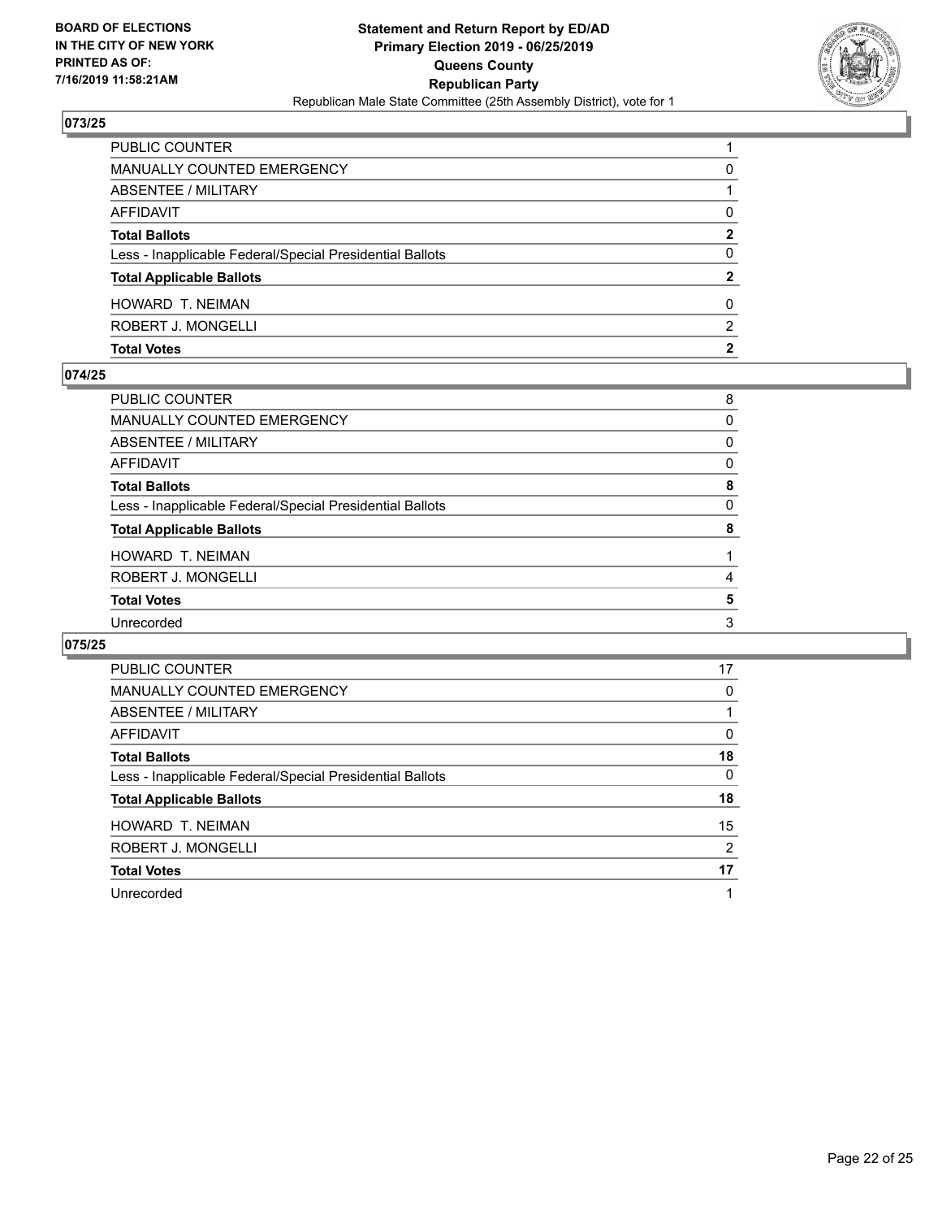BOARD OF ELECTIONS
IN THE CITY OF NEW YORK
PRINTED AS OF:
7/16/2019 11:58:21AM

**Statement and Return Report by ED/AD**
**Primary Election 2019 - 06/25/2019**
**Queens County**
**Republican Party**
Republican Male State Committee (25th Assembly District), vote for 1

## 073/25

| | |
|---|---|
| PUBLIC COUNTER | 1 |
| MANUALLY COUNTED EMERGENCY | 0 |
| ABSENTEE / MILITARY | 1 |
| AFFIDAVIT | 0 |
| **Total Ballots** | **2** |
| Less - Inapplicable Federal/Special Presidential Ballots | 0 |
| **Total Applicable Ballots** | **2** |
| HOWARD T. NEIMAN | 0 |
| ROBERT J. MONGELLI | 2 |
| **Total Votes** | **2** |

## 074/25

| | |
|---|---|
| PUBLIC COUNTER | 8 |
| MANUALLY COUNTED EMERGENCY | 0 |
| ABSENTEE / MILITARY | 0 |
| AFFIDAVIT | 0 |
| **Total Ballots** | **8** |
| Less - Inapplicable Federal/Special Presidential Ballots | 0 |
| **Total Applicable Ballots** | **8** |
| HOWARD T. NEIMAN | 1 |
| ROBERT J. MONGELLI | 4 |
| **Total Votes** | **5** |
| Unrecorded | 3 |

## 075/25

| | |
|---|---|
| PUBLIC COUNTER | 17 |
| MANUALLY COUNTED EMERGENCY | 0 |
| ABSENTEE / MILITARY | 1 |
| AFFIDAVIT | 0 |
| **Total Ballots** | **18** |
| Less - Inapplicable Federal/Special Presidential Ballots | 0 |
| **Total Applicable Ballots** | **18** |
| HOWARD T. NEIMAN | 15 |
| ROBERT J. MONGELLI | 2 |
| **Total Votes** | **17** |
| Unrecorded | 1 |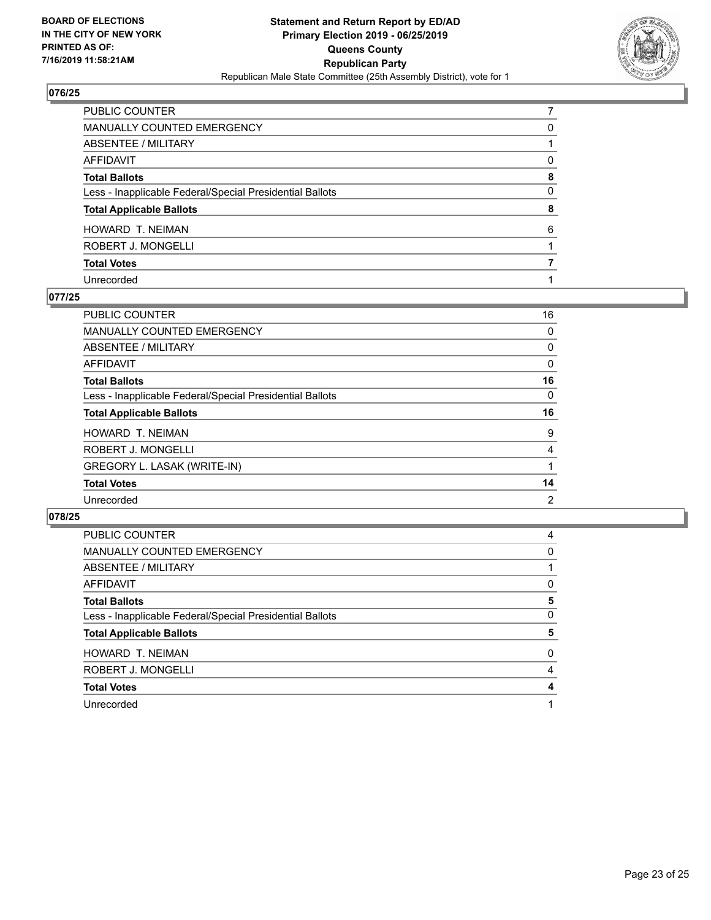**BOARD OF ELECTIONS IN THE CITY OF NEW YORK PRINTED AS OF: 7/16/2019 11:58:21AM**

**Statement and Return Report by ED/AD**
**Primary Election 2019 - 06/25/2019**
**Queens County**
**Republican Party**
Republican Male State Committee (25th Assembly District), vote for 1

## 076/25

| | |
|---|---|
| PUBLIC COUNTER | 7 |
| MANUALLY COUNTED EMERGENCY | 0 |
| ABSENTEE / MILITARY | 1 |
| AFFIDAVIT | 0 |
| **Total Ballots** | **8** |
| Less - Inapplicable Federal/Special Presidential Ballots | 0 |
| **Total Applicable Ballots** | **8** |
| HOWARD T. NEIMAN | 6 |
| ROBERT J. MONGELLI | 1 |
| **Total Votes** | **7** |
| Unrecorded | 1 |

## 077/25

| | |
|---|---|
| PUBLIC COUNTER | 16 |
| MANUALLY COUNTED EMERGENCY | 0 |
| ABSENTEE / MILITARY | 0 |
| AFFIDAVIT | 0 |
| **Total Ballots** | **16** |
| Less - Inapplicable Federal/Special Presidential Ballots | 0 |
| **Total Applicable Ballots** | **16** |
| HOWARD T. NEIMAN | 9 |
| ROBERT J. MONGELLI | 4 |
| GREGORY L. LASAK (WRITE-IN) | 1 |
| **Total Votes** | **14** |
| Unrecorded | 2 |

## 078/25

| | |
|---|---|
| PUBLIC COUNTER | 4 |
| MANUALLY COUNTED EMERGENCY | 0 |
| ABSENTEE / MILITARY | 1 |
| AFFIDAVIT | 0 |
| **Total Ballots** | **5** |
| Less - Inapplicable Federal/Special Presidential Ballots | 0 |
| **Total Applicable Ballots** | **5** |
| HOWARD T. NEIMAN | 0 |
| ROBERT J. MONGELLI | 4 |
| **Total Votes** | **4** |
| Unrecorded | 1 |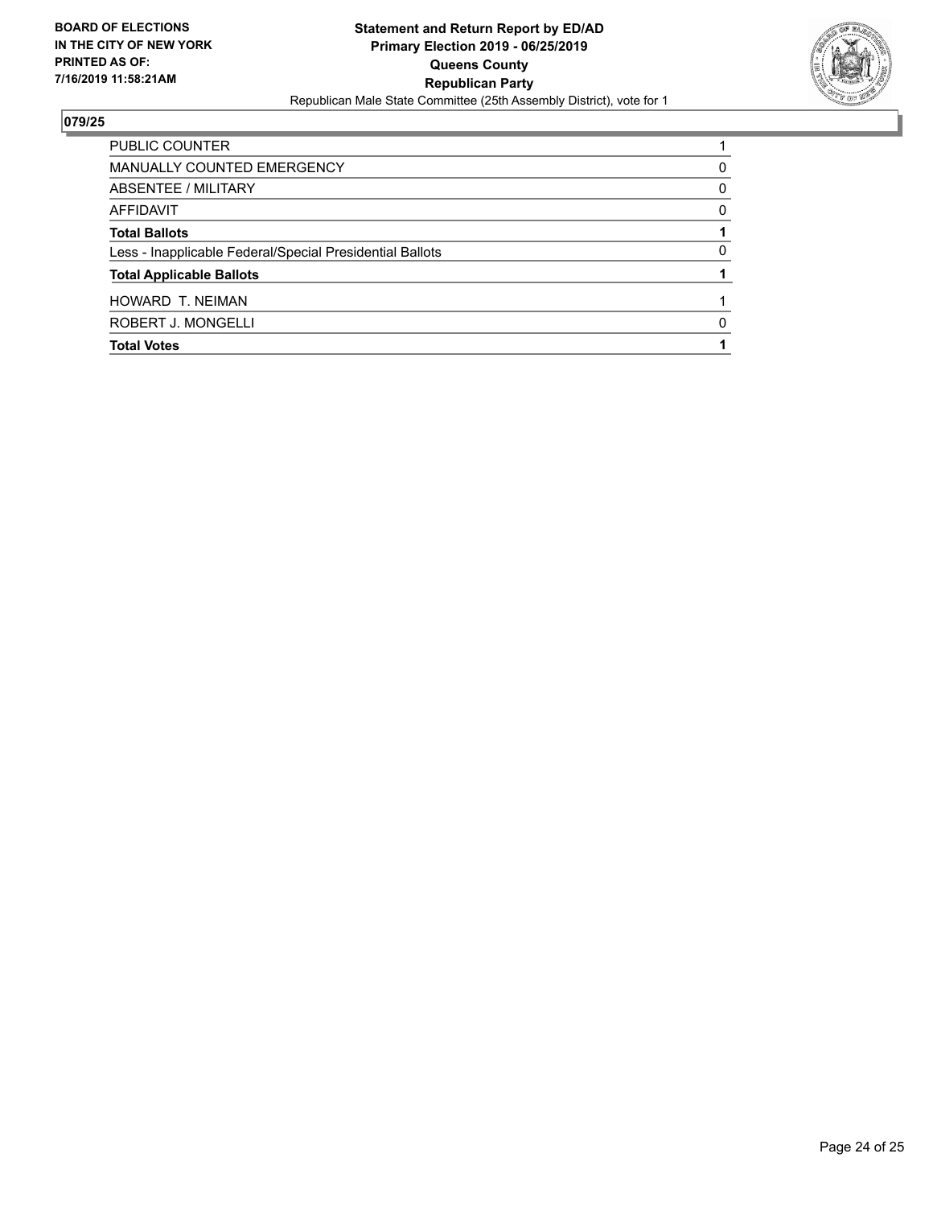**BOARD OF ELECTIONS IN THE CITY OF NEW YORK PRINTED AS OF: 7/16/2019 11:58:21AM**

**Statement and Return Report by ED/AD Primary Election 2019 - 06/25/2019 Queens County Republican Party**

Republican Male State Committee (25th Assembly District), vote for 1

### 079/25

| | |
|---|---|
| PUBLIC COUNTER | 1 |
| MANUALLY COUNTED EMERGENCY | 0 |
| ABSENTEE / MILITARY | 0 |
| AFFIDAVIT | 0 |
| **Total Ballots** | **1** |
| Less - Inapplicable Federal/Special Presidential Ballots | 0 |
| **Total Applicable Ballots** | **1** |
| HOWARD T. NEIMAN | 1 |
| ROBERT J. MONGELLI | 0 |
| **Total Votes** | **1** |